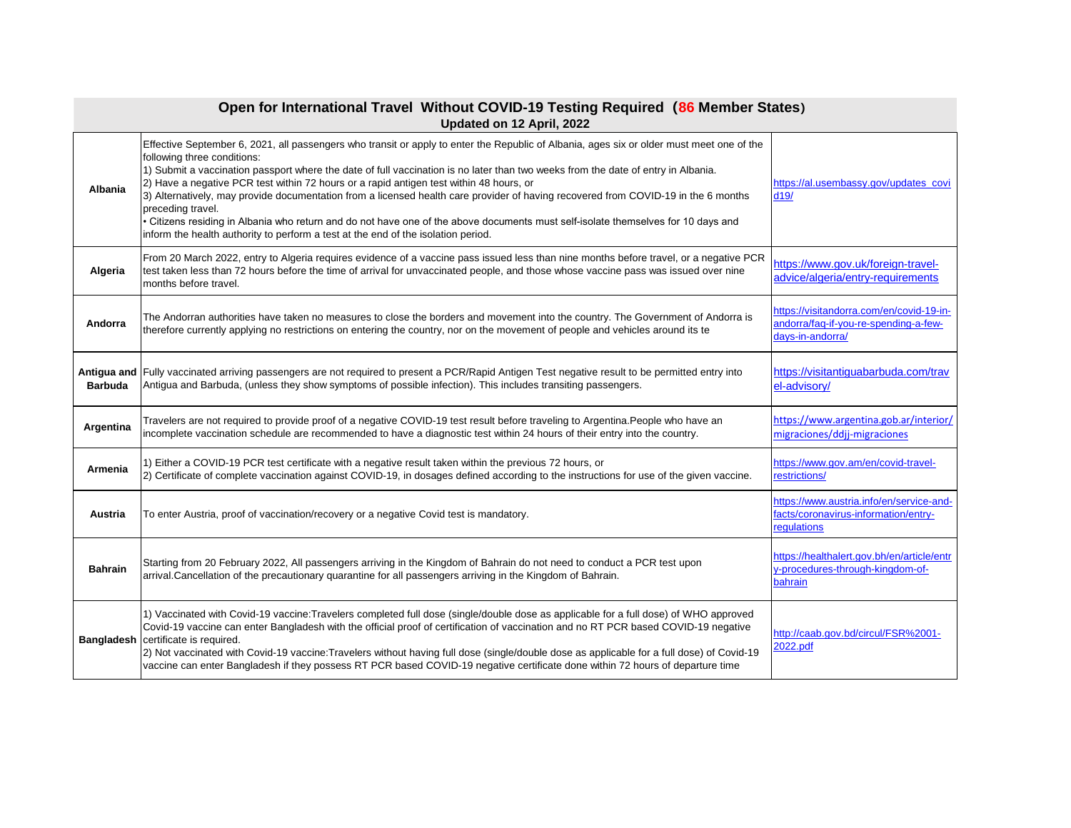## Open for International Travel Without COVID-19 Testing Required (86 Member States)

**Updated on 12 April, 2022**

| Country | Requirements | Source |
|---|---|---|
| **Albania** | Effective September 6, 2021, all passengers who transit or apply to enter the Republic of Albania, ages six or older must meet one of the following three conditions:<br>1) Submit a vaccination passport where the date of full vaccination is no later than two weeks from the date of entry in Albania.<br>2) Have a negative PCR test within 72 hours or a rapid antigen test within 48 hours, or<br>3) Alternatively, may provide documentation from a licensed health care provider of having recovered from COVID-19 in the 6 months preceding travel.<br>• Citizens residing in Albania who return and do not have one of the above documents must self-isolate themselves for 10 days and inform the health authority to perform a test at the end of the isolation period. | https://al.usembassy.gov/updates_covid19/ |
| **Algeria** | From 20 March 2022, entry to Algeria requires evidence of a vaccine pass issued less than nine months before travel, or a negative PCR test taken less than 72 hours before the time of arrival for unvaccinated people, and those whose vaccine pass was issued over nine months before travel. | https://www.gov.uk/foreign-travel-advice/algeria/entry-requirements |
| **Andorra** | The Andorran authorities have taken no measures to close the borders and movement into the country. The Government of Andorra is therefore currently applying no restrictions on entering the country, nor on the movement of people and vehicles around its te | https://visitandorra.com/en/covid-19-in-andorra/faq-if-you-re-spending-a-few-days-in-andorra/ |
| **Antigua and Barbuda** | Fully vaccinated arriving passengers are not required to present a PCR/Rapid Antigen Test negative result to be permitted entry into Antigua and Barbuda, (unless they show symptoms of possible infection). This includes transiting passengers. | https://visitantiguabarbuda.com/travel-advisory/ |
| **Argentina** | Travelers are not required to provide proof of a negative COVID-19 test result before traveling to Argentina.People who have an incomplete vaccination schedule are recommended to have a diagnostic test within 24 hours of their entry into the country. | https://www.argentina.gob.ar/interior/migraciones/ddjj-migraciones |
| **Armenia** | 1) Either a COVID-19 PCR test certificate with a negative result taken within the previous 72 hours, or<br>2) Certificate of complete vaccination against COVID-19, in dosages defined according to the instructions for use of the given vaccine. | https://www.gov.am/en/covid-travel-restrictions/ |
| **Austria** | To enter Austria, proof of vaccination/recovery or a negative Covid test is mandatory. | https://www.austria.info/en/service-and-facts/coronavirus-information/entry-regulations |
| **Bahrain** | Starting from 20 February 2022, All passengers arriving in the Kingdom of Bahrain do not need to conduct a PCR test upon arrival.Cancellation of the precautionary quarantine for all passengers arriving in the Kingdom of Bahrain. | https://healthalert.gov.bh/en/article/entry-procedures-through-kingdom-of-bahrain |
| **Bangladesh** | 1) Vaccinated with Covid-19 vaccine:Travelers completed full dose (single/double dose as applicable for a full dose) of WHO approved Covid-19 vaccine can enter Bangladesh with the official proof of certification of vaccination and no RT PCR based COVID-19 negative certificate is required.<br>2) Not vaccinated with Covid-19 vaccine:Travelers without having full dose (single/double dose as applicable for a full dose) of Covid-19 vaccine can enter Bangladesh if they possess RT PCR based COVID-19 negative certificate done within 72 hours of departure time | http://caab.gov.bd/circul/FSR%2001-2022.pdf |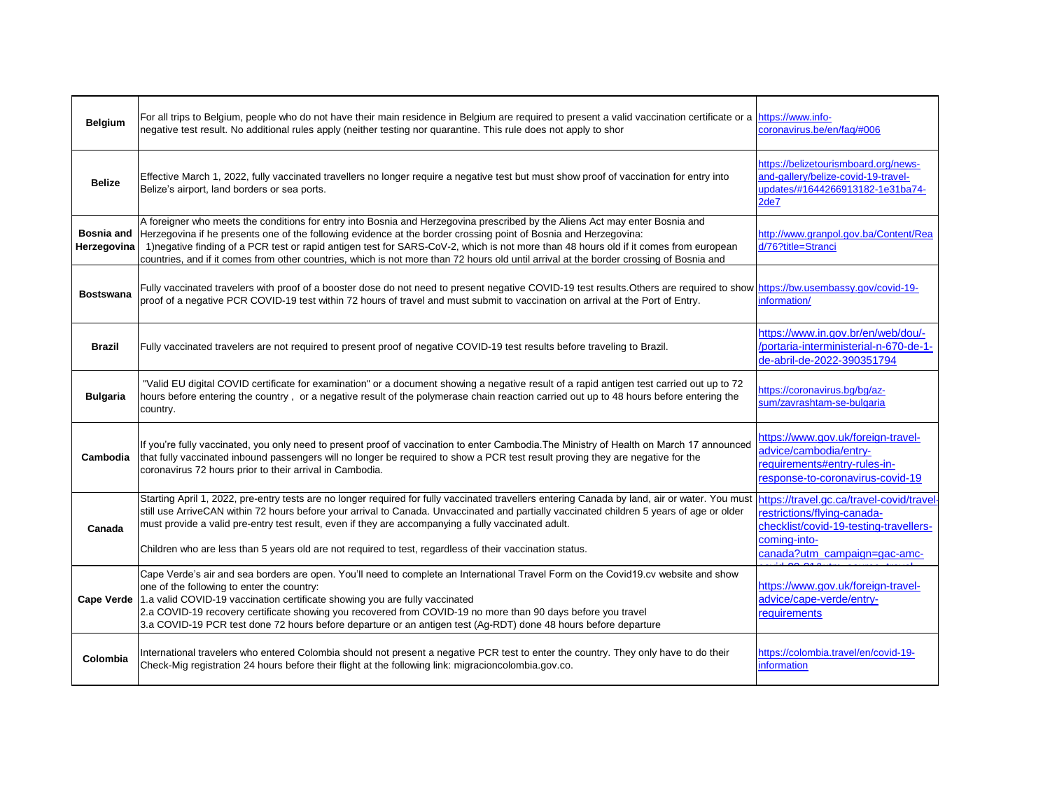| | | |
|---|---|---|
| **Belgium** | For all trips to Belgium, people who do not have their main residence in Belgium are required to present a valid vaccination certificate or a negative test result. No additional rules apply (neither testing nor quarantine. This rule does not apply to shor | https://www.info-coronavirus.be/en/faq/#006 |
| **Belize** | Effective March 1, 2022, fully vaccinated travellers no longer require a negative test but must show proof of vaccination for entry into Belize's airport, land borders or sea ports. | https://belizetourismboard.org/news-and-gallery/belize-covid-19-travel-updates/#1644266913182-1e31ba74-2de7 |
| **Bosnia and Herzegovina** | A foreigner who meets the conditions for entry into Bosnia and Herzegovina prescribed by the Aliens Act may enter Bosnia and Herzegovina if he presents one of the following evidence at the border crossing point of Bosnia and Herzegovina: 1)negative finding of a PCR test or rapid antigen test for SARS-CoV-2, which is not more than 48 hours old if it comes from european countries, and if it comes from other countries, which is not more than 72 hours old until arrival at the border crossing of Bosnia and | http://www.granpol.gov.ba/Content/Read/76?title=Stranci |
| **Bostswana** | Fully vaccinated travelers with proof of a booster dose do not need to present negative COVID-19 test results.Others are required to show proof of a negative PCR COVID-19 test within 72 hours of travel and must submit to vaccination on arrival at the Port of Entry. | https://bw.usembassy.gov/covid-19-information/ |
| **Brazil** | Fully vaccinated travelers are not required to present proof of negative COVID-19 test results before traveling to Brazil. | https://www.in.gov.br/en/web/dou/-/portaria-interministerial-n-670-de-1-de-abril-de-2022-390351794 |
| **Bulgaria** | "Valid EU digital COVID certificate for examination" or a document showing a negative result of a rapid antigen test carried out up to 72 hours before entering the country , or a negative result of the polymerase chain reaction carried out up to 48 hours before entering the country. | https://coronavirus.bg/bg/az-sum/zavrashtam-se-bulgaria |
| **Cambodia** | If you're fully vaccinated, you only need to present proof of vaccination to enter Cambodia.The Ministry of Health on March 17 announced that fully vaccinated inbound passengers will no longer be required to show a PCR test result proving they are negative for the coronavirus 72 hours prior to their arrival in Cambodia. | https://www.gov.uk/foreign-travel-advice/cambodia/entry-requirements#entry-rules-in-response-to-coronavirus-covid-19 |
| **Canada** | Starting April 1, 2022, pre-entry tests are no longer required for fully vaccinated travellers entering Canada by land, air or water. You must still use ArriveCAN within 72 hours before your arrival to Canada. Unvaccinated and partially vaccinated children 5 years of age or older must provide a valid pre-entry test result, even if they are accompanying a fully vaccinated adult.<br><br>Children who are less than 5 years old are not required to test, regardless of their vaccination status. | https://travel.gc.ca/travel-covid/travel-restrictions/flying-canada-checklist/covid-19-testing-travellers-coming-into-canada?utm_campaign=gac-amc- |
| **Cape Verde** | Cape Verde's air and sea borders are open. You'll need to complete an International Travel Form on the Covid19.cv website and show one of the following to enter the country:<br>1.a valid COVID-19 vaccination certificate showing you are fully vaccinated<br>2.a COVID-19 recovery certificate showing you recovered from COVID-19 no more than 90 days before you travel<br>3.a COVID-19 PCR test done 72 hours before departure or an antigen test (Ag-RDT) done 48 hours before departure | https://www.gov.uk/foreign-travel-advice/cape-verde/entry-requirements |
| **Colombia** | International travelers who entered Colombia should not present a negative PCR test to enter the country. They only have to do their Check-Mig registration 24 hours before their flight at the following link: migracioncolombia.gov.co. | https://colombia.travel/en/covid-19-information |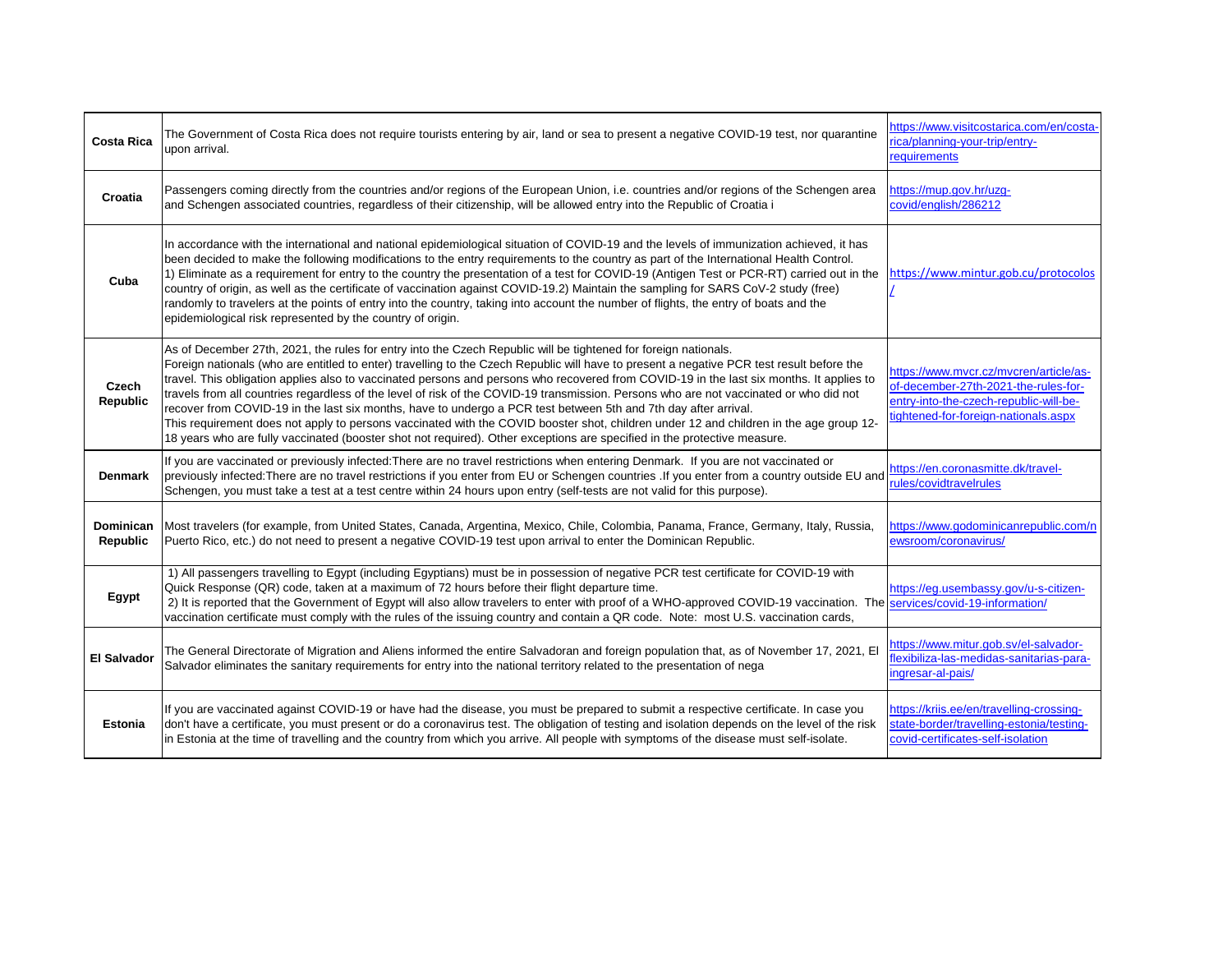| | | |
|---|---|---|
| **Costa Rica** | The Government of Costa Rica does not require tourists entering by air, land or sea to present a negative COVID-19 test, nor quarantine upon arrival. | https://www.visitcostarica.com/en/costa-rica/planning-your-trip/entry-requirements |
| **Croatia** | Passengers coming directly from the countries and/or regions of the European Union, i.e. countries and/or regions of the Schengen area and Schengen associated countries, regardless of their citizenship, will be allowed entry into the Republic of Croatia i | https://mup.gov.hr/uzg-covid/english/286212 |
| **Cuba** | In accordance with the international and national epidemiological situation of COVID-19 and the levels of immunization achieved, it has been decided to make the following modifications to the entry requirements to the country as part of the International Health Control. 1) Eliminate as a requirement for entry to the country the presentation of a test for COVID-19 (Antigen Test or PCR-RT) carried out in the country of origin, as well as the certificate of vaccination against COVID-19.2) Maintain the sampling for SARS CoV-2 study (free) randomly to travelers at the points of entry into the country, taking into account the number of flights, the entry of boats and the epidemiological risk represented by the country of origin. | https://www.mintur.gob.cu/protocolos/ |
| **Czech Republic** | As of December 27th, 2021, the rules for entry into the Czech Republic will be tightened for foreign nationals. Foreign nationals (who are entitled to enter) travelling to the Czech Republic will have to present a negative PCR test result before the travel. This obligation applies also to vaccinated persons and persons who recovered from COVID-19 in the last six months. It applies to travels from all countries regardless of the level of risk of the COVID-19 transmission. Persons who are not vaccinated or who did not recover from COVID-19 in the last six months, have to undergo a PCR test between 5th and 7th day after arrival. This requirement does not apply to persons vaccinated with the COVID booster shot, children under 12 and children in the age group 12-18 years who are fully vaccinated (booster shot not required). Other exceptions are specified in the protective measure. | https://www.mvcr.cz/mvcren/article/as-of-december-27th-2021-the-rules-for-entry-into-the-czech-republic-will-be-tightened-for-foreign-nationals.aspx |
| **Denmark** | If you are vaccinated or previously infected:There are no travel restrictions when entering Denmark. If you are not vaccinated or previously infected:There are no travel restrictions if you enter from EU or Schengen countries .If you enter from a country outside EU and Schengen, you must take a test at a test centre within 24 hours upon entry (self-tests are not valid for this purpose). | https://en.coronasmitte.dk/travel-rules/covidtravelrules |
| **Dominican Republic** | Most travelers (for example, from United States, Canada, Argentina, Mexico, Chile, Colombia, Panama, France, Germany, Italy, Russia, Puerto Rico, etc.) do not need to present a negative COVID-19 test upon arrival to enter the Dominican Republic. | https://www.godominicanrepublic.com/newsroom/coronavirus/ |
| **Egypt** | 1) All passengers travelling to Egypt (including Egyptians) must be in possession of negative PCR test certificate for COVID-19 with Quick Response (QR) code, taken at a maximum of 72 hours before their flight departure time. 2) It is reported that the Government of Egypt will also allow travelers to enter with proof of a WHO-approved COVID-19 vaccination. The vaccination certificate must comply with the rules of the issuing country and contain a QR code. Note: most U.S. vaccination cards, | https://eg.usembassy.gov/u-s-citizen-services/covid-19-information/ |
| **El Salvador** | The General Directorate of Migration and Aliens informed the entire Salvadoran and foreign population that, as of November 17, 2021, El Salvador eliminates the sanitary requirements for entry into the national territory related to the presentation of nega | https://www.mitur.gob.sv/el-salvador-flexibiliza-las-medidas-sanitarias-para-ingresar-al-pais/ |
| **Estonia** | If you are vaccinated against COVID-19 or have had the disease, you must be prepared to submit a respective certificate. In case you don't have a certificate, you must present or do a coronavirus test. The obligation of testing and isolation depends on the level of the risk in Estonia at the time of travelling and the country from which you arrive. All people with symptoms of the disease must self-isolate. | https://kriis.ee/en/travelling-crossing-state-border/travelling-estonia/testing-covid-certificates-self-isolation |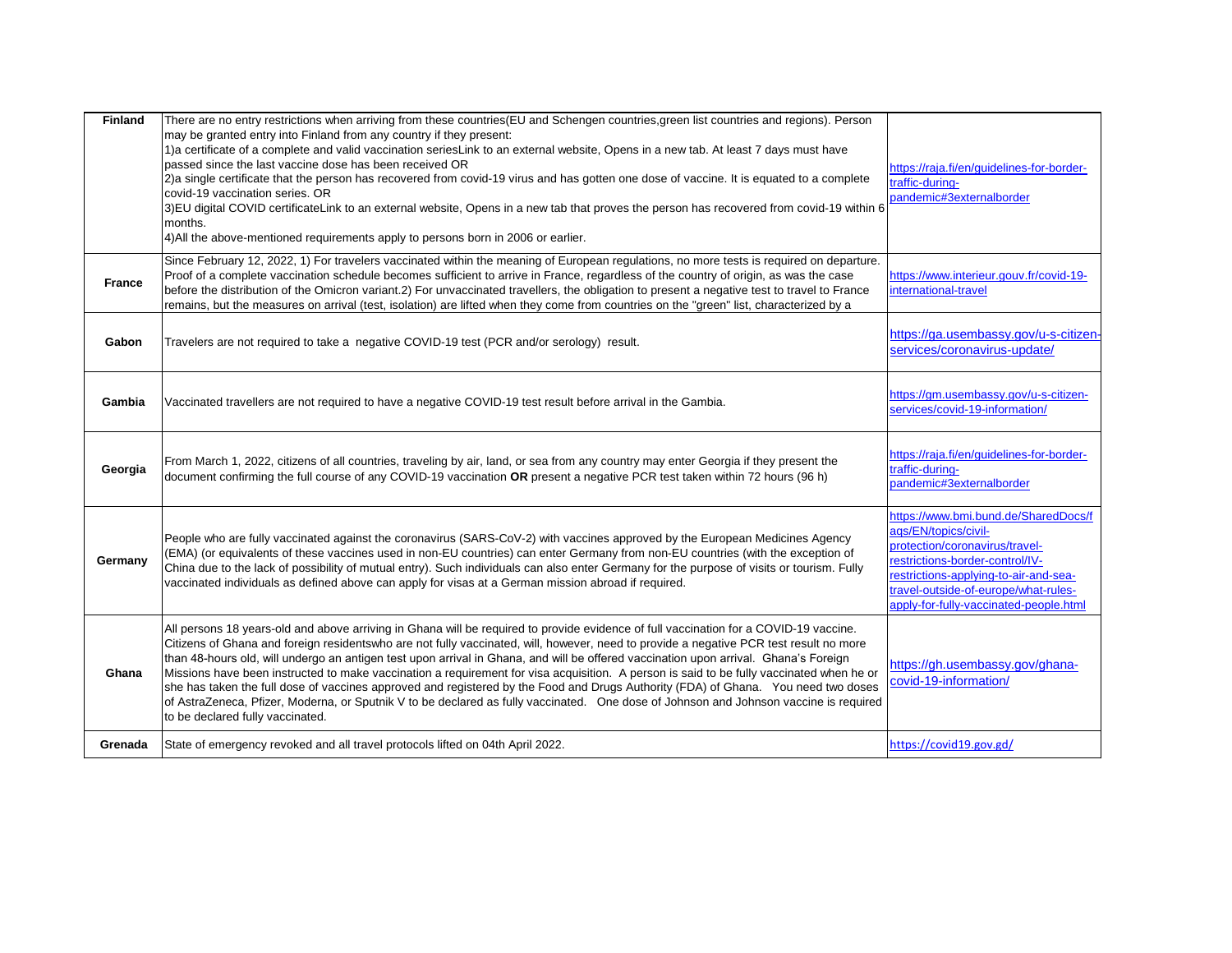| | | |
|---|---|---|
| **Finland** | There are no entry restrictions when arriving from these countries(EU and Schengen countries,green list countries and regions). Person may be granted entry into Finland from any country if they present:<br>1)a certificate of a complete and valid vaccination seriesLink to an external website, Opens in a new tab. At least 7 days must have passed since the last vaccine dose has been received OR<br>2)a single certificate that the person has recovered from covid-19 virus and has gotten one dose of vaccine. It is equated to a complete covid-19 vaccination series. OR<br>3)EU digital COVID certificateLink to an external website, Opens in a new tab that proves the person has recovered from covid-19 within 6 months.<br>4)All the above-mentioned requirements apply to persons born in 2006 or earlier. | https://raja.fi/en/guidelines-for-border-traffic-during-pandemic#3externalborder |
| **France** | Since February 12, 2022, 1) For travelers vaccinated within the meaning of European regulations, no more tests is required on departure. Proof of a complete vaccination schedule becomes sufficient to arrive in France, regardless of the country of origin, as was the case before the distribution of the Omicron variant.2) For unvaccinated travellers, the obligation to present a negative test to travel to France remains, but the measures on arrival (test, isolation) are lifted when they come from countries on the "green" list, characterized by a | https://www.interieur.gouv.fr/covid-19-international-travel |
| **Gabon** | Travelers are not required to take a negative COVID-19 test (PCR and/or serology) result. | https://ga.usembassy.gov/u-s-citizen-services/coronavirus-update/ |
| **Gambia** | Vaccinated travellers are not required to have a negative COVID-19 test result before arrival in the Gambia. | https://gm.usembassy.gov/u-s-citizen-services/covid-19-information/ |
| **Georgia** | From March 1, 2022, citizens of all countries, traveling by air, land, or sea from any country may enter Georgia if they present the document confirming the full course of any COVID-19 vaccination **OR** present a negative PCR test taken within 72 hours (96 h) | https://raja.fi/en/guidelines-for-border-traffic-during-pandemic#3externalborder |
| **Germany** | People who are fully vaccinated against the coronavirus (SARS-CoV-2) with vaccines approved by the European Medicines Agency (EMA) (or equivalents of these vaccines used in non-EU countries) can enter Germany from non-EU countries (with the exception of China due to the lack of possibility of mutual entry). Such individuals can also enter Germany for the purpose of visits or tourism. Fully vaccinated individuals as defined above can apply for visas at a German mission abroad if required. | https://www.bmi.bund.de/SharedDocs/faqs/EN/topics/civil-protection/coronavirus/travel-restrictions-border-control/IV-restrictions-applying-to-air-and-sea-travel-outside-of-europe/what-rules-apply-for-fully-vaccinated-people.html |
| **Ghana** | All persons 18 years-old and above arriving in Ghana will be required to provide evidence of full vaccination for a COVID-19 vaccine. Citizens of Ghana and foreign residentswho are not fully vaccinated, will, however, need to provide a negative PCR test result no more than 48-hours old, will undergo an antigen test upon arrival in Ghana, and will be offered vaccination upon arrival. Ghana's Foreign Missions have been instructed to make vaccination a requirement for visa acquisition. A person is said to be fully vaccinated when he or she has taken the full dose of vaccines approved and registered by the Food and Drugs Authority (FDA) of Ghana. You need two doses of AstraZeneca, Pfizer, Moderna, or Sputnik V to be declared as fully vaccinated. One dose of Johnson and Johnson vaccine is required to be declared fully vaccinated. | https://gh.usembassy.gov/ghana-covid-19-information/ |
| **Grenada** | State of emergency revoked and all travel protocols lifted on 04th April 2022. | https://covid19.gov.gd/ |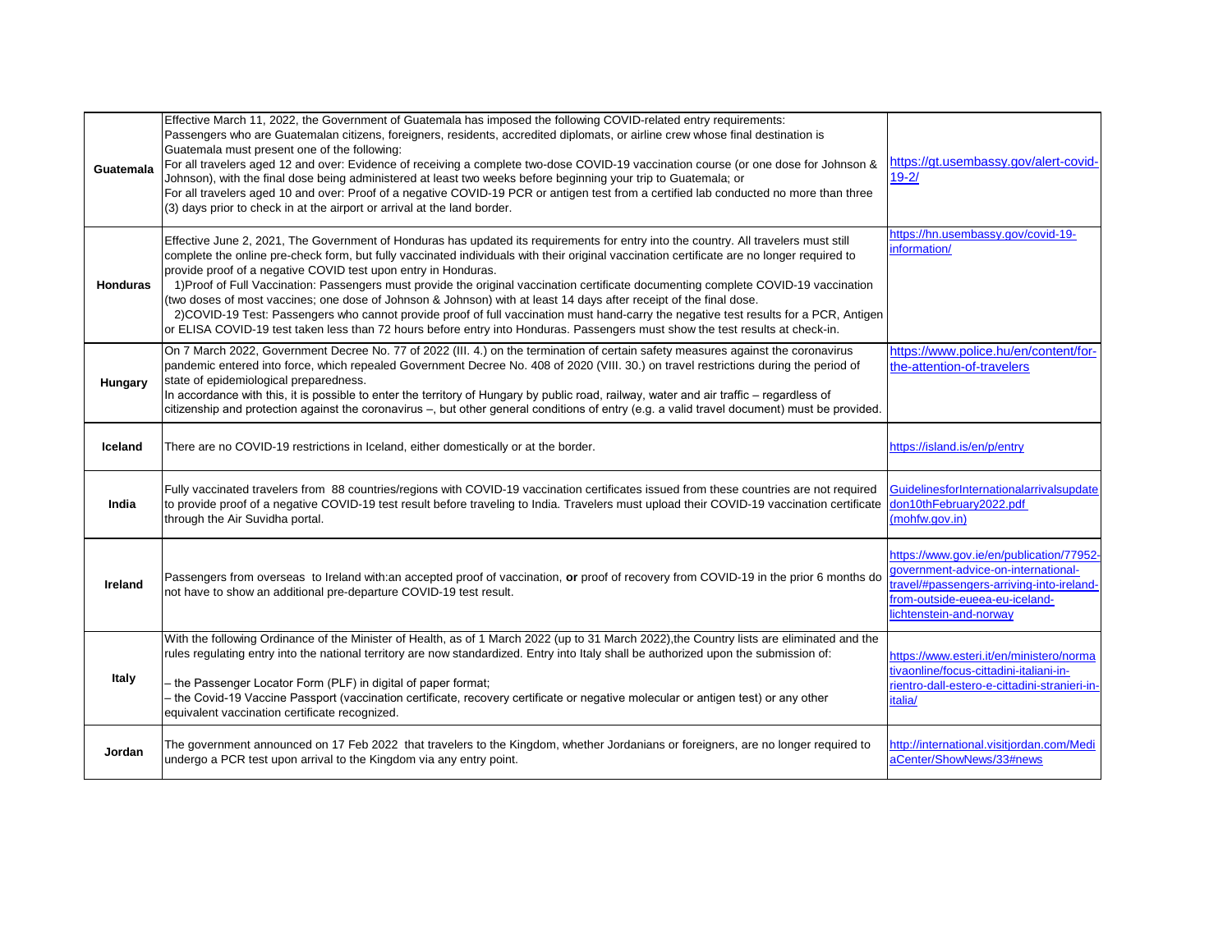| | | |
|---|---|---|
| **Guatemala** | Effective March 11, 2022, the Government of Guatemala has imposed the following COVID-related entry requirements:<br>Passengers who are Guatemalan citizens, foreigners, residents, accredited diplomats, or airline crew whose final destination is Guatemala must present one of the following:<br>For all travelers aged 12 and over: Evidence of receiving a complete two-dose COVID-19 vaccination course (or one dose for Johnson & Johnson), with the final dose being administered at least two weeks before beginning your trip to Guatemala; or<br>For all travelers aged 10 and over: Proof of a negative COVID-19 PCR or antigen test from a certified lab conducted no more than three (3) days prior to check in at the airport or arrival at the land border. | https://gt.usembassy.gov/alert-covid-19-2/ |
| **Honduras** | Effective June 2, 2021, The Government of Honduras has updated its requirements for entry into the country. All travelers must still complete the online pre-check form, but fully vaccinated individuals with their original vaccination certificate are no longer required to provide proof of a negative COVID test upon entry in Honduras.<br>1)Proof of Full Vaccination: Passengers must provide the original vaccination certificate documenting complete COVID-19 vaccination (two doses of most vaccines; one dose of Johnson & Johnson) with at least 14 days after receipt of the final dose.<br>2)COVID-19 Test: Passengers who cannot provide proof of full vaccination must hand-carry the negative test results for a PCR, Antigen or ELISA COVID-19 test taken less than 72 hours before entry into Honduras. Passengers must show the test results at check-in. | https://hn.usembassy.gov/covid-19-information/ |
| **Hungary** | On 7 March 2022, Government Decree No. 77 of 2022 (III. 4.) on the termination of certain safety measures against the coronavirus pandemic entered into force, which repealed Government Decree No. 408 of 2020 (VIII. 30.) on travel restrictions during the period of state of epidemiological preparedness.<br>In accordance with this, it is possible to enter the territory of Hungary by public road, railway, water and air traffic – regardless of citizenship and protection against the coronavirus –, but other general conditions of entry (e.g. a valid travel document) must be provided. | https://www.police.hu/en/content/for-the-attention-of-travelers |
| **Iceland** | There are no COVID-19 restrictions in Iceland, either domestically or at the border. | https://island.is/en/p/entry |
| **India** | Fully vaccinated travelers from 88 countries/regions with COVID-19 vaccination certificates issued from these countries are not required to provide proof of a negative COVID-19 test result before traveling to India. Travelers must upload their COVID-19 vaccination certificate through the Air Suvidha portal. | GuidelinesforInternationalarrivalsupdatedon10thFebruary2022.pdf (mohfw.gov.in) |
| **Ireland** | Passengers from overseas to Ireland with:an accepted proof of vaccination, **or** proof of recovery from COVID-19 in the prior 6 months do not have to show an additional pre-departure COVID-19 test result. | https://www.gov.ie/en/publication/77952-government-advice-on-international-travel/#passengers-arriving-into-ireland-from-outside-eueea-eu-iceland-lichtenstein-and-norway |
| **Italy** | With the following Ordinance of the Minister of Health, as of 1 March 2022 (up to 31 March 2022),the Country lists are eliminated and the rules regulating entry into the national territory are now standardized. Entry into Italy shall be authorized upon the submission of:<br>– the Passenger Locator Form (PLF) in digital of paper format;<br>– the Covid-19 Vaccine Passport (vaccination certificate, recovery certificate or negative molecular or antigen test) or any other equivalent vaccination certificate recognized. | https://www.esteri.it/en/ministero/normativaonline/focus-cittadini-italiani-in-rientro-dall-estero-e-cittadini-stranieri-in-italia/ |
| **Jordan** | The government announced on 17 Feb 2022 that travelers to the Kingdom, whether Jordanians or foreigners, are no longer required to undergo a PCR test upon arrival to the Kingdom via any entry point. | http://international.visitjordan.com/MediaCenter/ShowNews/33#news |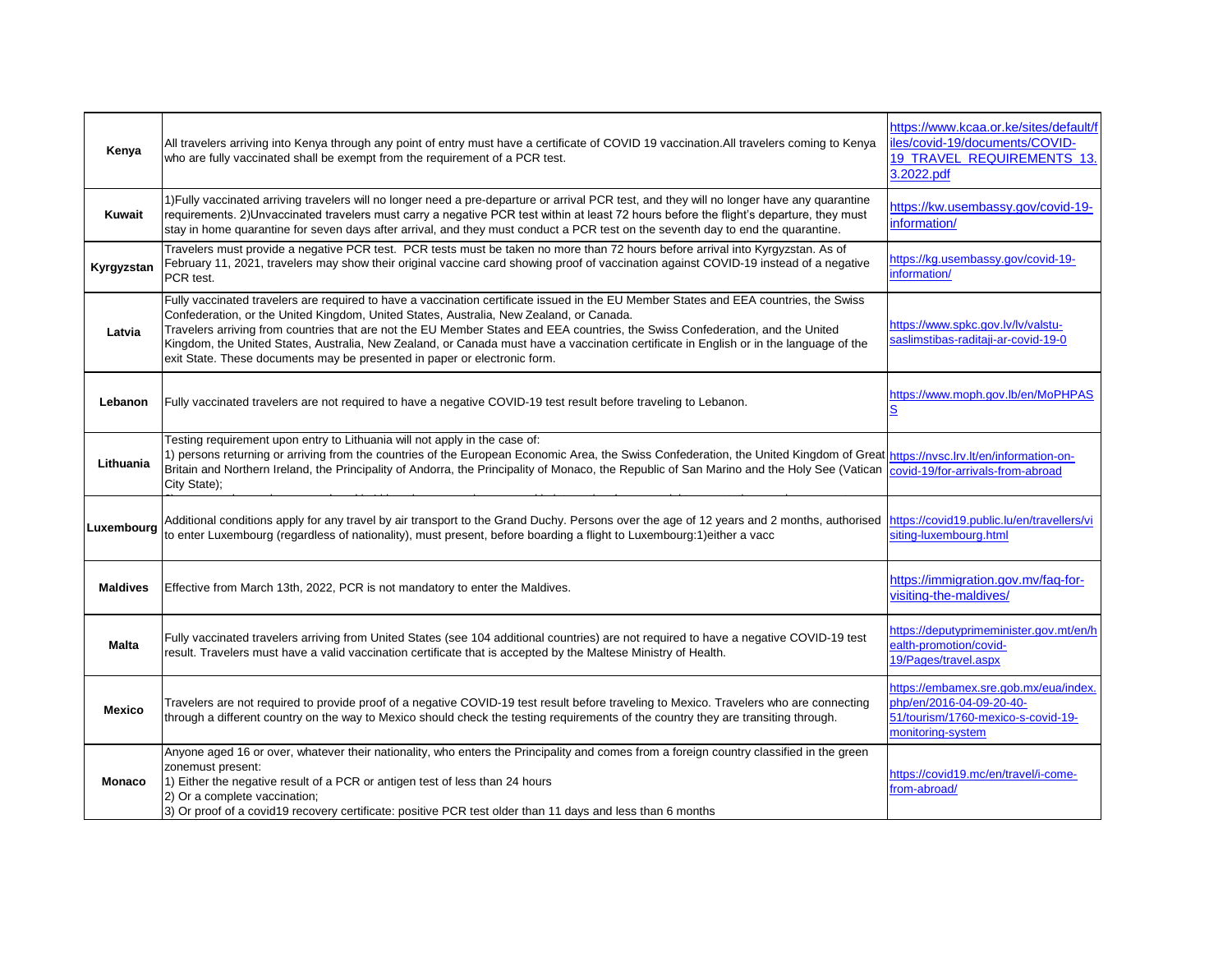| Kenya | All travelers arriving into Kenya through any point of entry must have a certificate of COVID 19 vaccination.All travelers coming to Kenya who are fully vaccinated shall be exempt from the requirement of a PCR test. | https://www.kcaa.or.ke/sites/default/files/covid-19/documents/COVID-19_TRAVEL_REQUIREMENTS_13.3.2022.pdf |
|---|---|---|
| Kuwait | 1)Fully vaccinated arriving travelers will no longer need a pre-departure or arrival PCR test, and they will no longer have any quarantine requirements. 2)Unvaccinated travelers must carry a negative PCR test within at least 72 hours before the flight's departure, they must stay in home quarantine for seven days after arrival, and they must conduct a PCR test on the seventh day to end the quarantine. | https://kw.usembassy.gov/covid-19-information/ |
| Kyrgyzstan | Travelers must provide a negative PCR test. PCR tests must be taken no more than 72 hours before arrival into Kyrgyzstan. As of February 11, 2021, travelers may show their original vaccine card showing proof of vaccination against COVID-19 instead of a negative PCR test. | https://kg.usembassy.gov/covid-19-information/ |
| Latvia | Fully vaccinated travelers are required to have a vaccination certificate issued in the EU Member States and EEA countries, the Swiss Confederation, or the United Kingdom, United States, Australia, New Zealand, or Canada.<br>Travelers arriving from countries that are not the EU Member States and EEA countries, the Swiss Confederation, and the United Kingdom, the United States, Australia, New Zealand, or Canada must have a vaccination certificate in English or in the language of the exit State. These documents may be presented in paper or electronic form. | https://www.spkc.gov.lv/lv/valstu-saslimstibas-raditaji-ar-covid-19-0 |
| Lebanon | Fully vaccinated travelers are not required to have a negative COVID-19 test result before traveling to Lebanon. | https://www.moph.gov.lb/en/MoPHPASS |
| Lithuania | Testing requirement upon entry to Lithuania will not apply in the case of:<br>1) persons returning or arriving from the countries of the European Economic Area, the Swiss Confederation, the United Kingdom of Great Britain and Northern Ireland, the Principality of Andorra, the Principality of Monaco, the Republic of San Marino and the Holy See (Vatican City State); | https://nvsc.lrv.lt/en/information-on-covid-19/for-arrivals-from-abroad |
| Luxembourg | Additional conditions apply for any travel by air transport to the Grand Duchy. Persons over the age of 12 years and 2 months, authorised to enter Luxembourg (regardless of nationality), must present, before boarding a flight to Luxembourg:1)either a vacc | https://covid19.public.lu/en/travellers/visiting-luxembourg.html |
| Maldives | Effective from March 13th, 2022, PCR is not mandatory to enter the Maldives. | https://immigration.gov.mv/faq-for-visiting-the-maldives/ |
| Malta | Fully vaccinated travelers arriving from United States (see 104 additional countries) are not required to have a negative COVID-19 test result. Travelers must have a valid vaccination certificate that is accepted by the Maltese Ministry of Health. | https://deputyprimeminister.gov.mt/en/health-promotion/covid-19/Pages/travel.aspx |
| Mexico | Travelers are not required to provide proof of a negative COVID-19 test result before traveling to Mexico. Travelers who are connecting through a different country on the way to Mexico should check the testing requirements of the country they are transiting through. | https://embamex.sre.gob.mx/eua/index.php/en/2016-04-09-20-40-51/tourism/1760-mexico-s-covid-19-monitoring-system |
| Monaco | Anyone aged 16 or over, whatever their nationality, who enters the Principality and comes from a foreign country classified in the green zonemust present:<br>1) Either the negative result of a PCR or antigen test of less than 24 hours<br>2) Or a complete vaccination;<br>3) Or proof of a covid19 recovery certificate: positive PCR test older than 11 days and less than 6 months | https://covid19.mc/en/travel/i-come-from-abroad/ |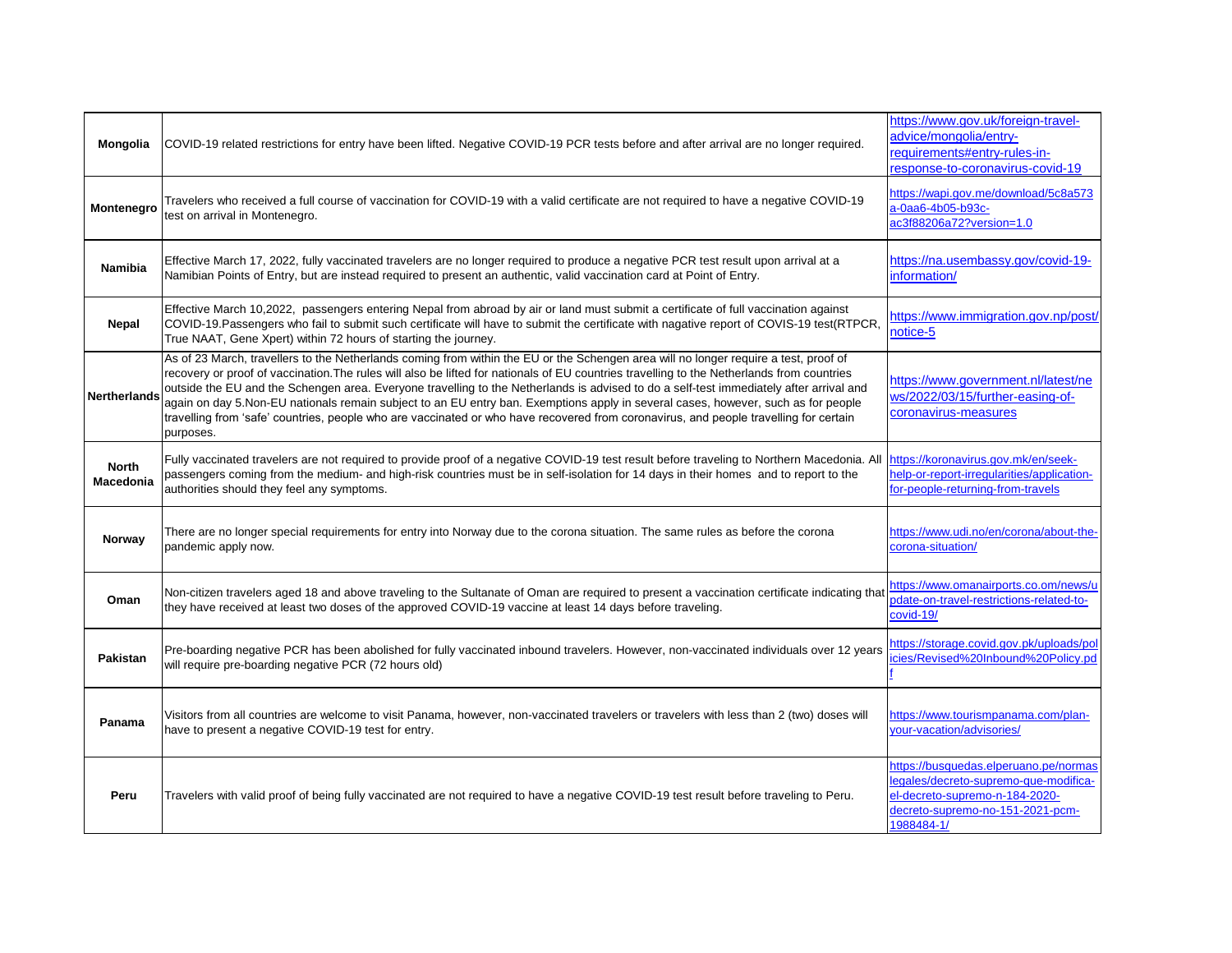| | | |
|---|---|---|
| **Mongolia** | COVID-19 related restrictions for entry have been lifted. Negative COVID-19 PCR tests before and after arrival are no longer required. | https://www.gov.uk/foreign-travel-advice/mongolia/entry-requirements#entry-rules-in-response-to-coronavirus-covid-19 |
| **Montenegro** | Travelers who received a full course of vaccination for COVID-19 with a valid certificate are not required to have a negative COVID-19 test on arrival in Montenegro. | https://wapi.gov.me/download/5c8a573a-0aa6-4b05-b93c-ac3f88206a72?version=1.0 |
| **Namibia** | Effective March 17, 2022, fully vaccinated travelers are no longer required to produce a negative PCR test result upon arrival at a Namibian Points of Entry, but are instead required to present an authentic, valid vaccination card at Point of Entry. | https://na.usembassy.gov/covid-19-information/ |
| **Nepal** | Effective March 10,2022, passengers entering Nepal from abroad by air or land must submit a certificate of full vaccination against COVID-19.Passengers who fail to submit such certificate will have to submit the certificate with nagative report of COVIS-19 test(RTPCR, True NAAT, Gene Xpert) within 72 hours of starting the journey. | https://www.immigration.gov.np/post/notice-5 |
| **Nertherlands** | As of 23 March, travellers to the Netherlands coming from within the EU or the Schengen area will no longer require a test, proof of recovery or proof of vaccination.The rules will also be lifted for nationals of EU countries travelling to the Netherlands from countries outside the EU and the Schengen area. Everyone travelling to the Netherlands is advised to do a self-test immediately after arrival and again on day 5.Non-EU nationals remain subject to an EU entry ban. Exemptions apply in several cases, however, such as for people travelling from 'safe' countries, people who are vaccinated or who have recovered from coronavirus, and people travelling for certain purposes. | https://www.government.nl/latest/news/2022/03/15/further-easing-of-coronavirus-measures |
| **North Macedonia** | Fully vaccinated travelers are not required to provide proof of a negative COVID-19 test result before traveling to Northern Macedonia. All passengers coming from the medium- and high-risk countries must be in self-isolation for 14 days in their homes and to report to the authorities should they feel any symptoms. | https://koronavirus.gov.mk/en/seek-help-or-report-irregularities/application-for-people-returning-from-travels |
| **Norway** | There are no longer special requirements for entry into Norway due to the corona situation. The same rules as before the corona pandemic apply now. | https://www.udi.no/en/corona/about-the-corona-situation/ |
| **Oman** | Non-citizen travelers aged 18 and above traveling to the Sultanate of Oman are required to present a vaccination certificate indicating that they have received at least two doses of the approved COVID-19 vaccine at least 14 days before traveling. | https://www.omanairports.co.om/news/update-on-travel-restrictions-related-to-covid-19/ |
| **Pakistan** | Pre-boarding negative PCR has been abolished for fully vaccinated inbound travelers. However, non-vaccinated individuals over 12 years will require pre-boarding negative PCR (72 hours old) | https://storage.covid.gov.pk/uploads/policies/Revised%20Inbound%20Policy.pdf |
| **Panama** | Visitors from all countries are welcome to visit Panama, however, non-vaccinated travelers or travelers with less than 2 (two) doses will have to present a negative COVID-19 test for entry. | https://www.tourismpanama.com/plan-your-vacation/advisories/ |
| **Peru** | Travelers with valid proof of being fully vaccinated are not required to have a negative COVID-19 test result before traveling to Peru. | https://busquedas.elperuano.pe/normaslegales/decreto-supremo-que-modifica-el-decreto-supremo-n-184-2020-decreto-supremo-no-151-2021-pcm-1988484-1/ |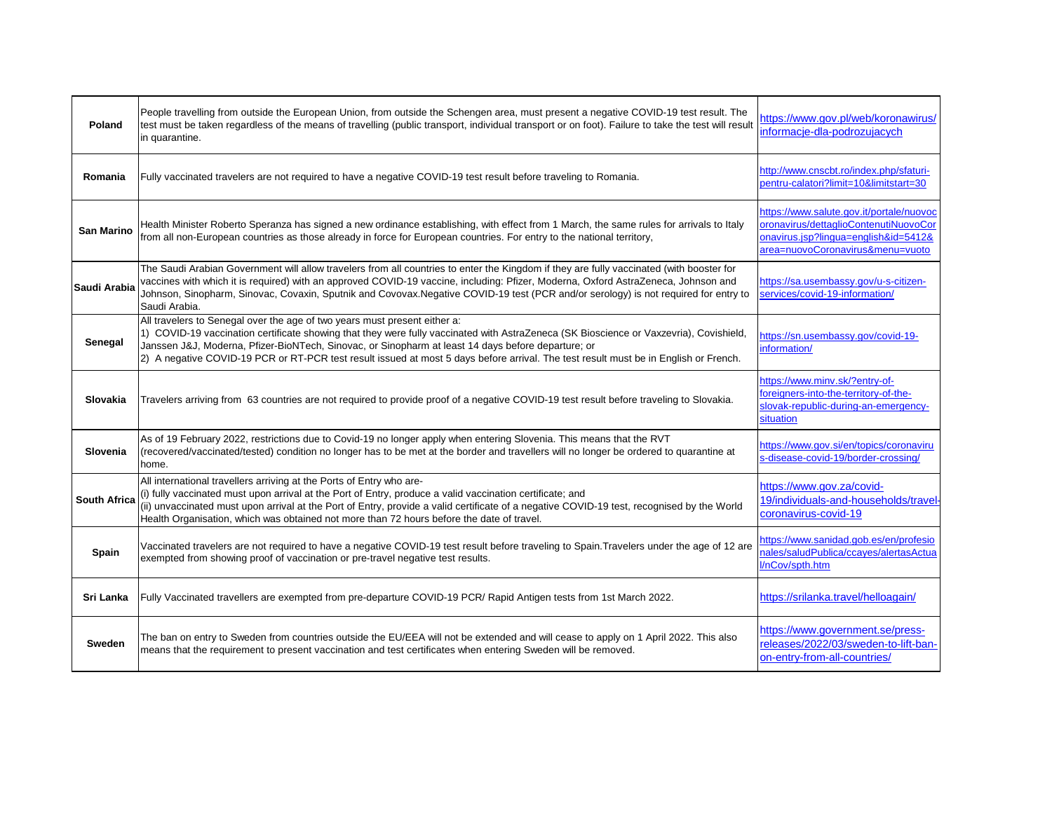| | | |
|---|---|---|
| **Poland** | People travelling from outside the European Union, from outside the Schengen area, must present a negative COVID-19 test result. The test must be taken regardless of the means of travelling (public transport, individual transport or on foot). Failure to take the test will result in quarantine. | https://www.gov.pl/web/koronawirus/informacje-dla-podrozujacych |
| **Romania** | Fully vaccinated travelers are not required to have a negative COVID-19 test result before traveling to Romania. | http://www.cnscbt.ro/index.php/sfaturi-pentru-calatori?limit=10&limitstart=30 |
| **San Marino** | Health Minister Roberto Speranza has signed a new ordinance establishing, with effect from 1 March, the same rules for arrivals to Italy from all non-European countries as those already in force for European countries. For entry to the national territory, | https://www.salute.gov.it/portale/nuovocoronavirus/dettaglioContenutiNuovoCoronavirus.jsp?lingua=english&id=5412&area=nuovoCoronavirus&menu=vuoto |
| **Saudi Arabia** | The Saudi Arabian Government will allow travelers from all countries to enter the Kingdom if they are fully vaccinated (with booster for vaccines with which it is required) with an approved COVID-19 vaccine, including: Pfizer, Moderna, Oxford AstraZeneca, Johnson and Johnson, Sinopharm, Sinovac, Covaxin, Sputnik and Covovax.Negative COVID-19 test (PCR and/or serology) is not required for entry to Saudi Arabia. | https://sa.usembassy.gov/u-s-citizen-services/covid-19-information/ |
| **Senegal** | All travelers to Senegal over the age of two years must present either a:<br>1) COVID-19 vaccination certificate showing that they were fully vaccinated with AstraZeneca (SK Bioscience or Vaxzevria), Covishield, Janssen J&J, Moderna, Pfizer-BioNTech, Sinovac, or Sinopharm at least 14 days before departure; or<br>2) A negative COVID-19 PCR or RT-PCR test result issued at most 5 days before arrival. The test result must be in English or French. | https://sn.usembassy.gov/covid-19-information/ |
| **Slovakia** | Travelers arriving from 63 countries are not required to provide proof of a negative COVID-19 test result before traveling to Slovakia. | https://www.minv.sk/?entry-of-foreigners-into-the-territory-of-the-slovak-republic-during-an-emergency-situation |
| **Slovenia** | As of 19 February 2022, restrictions due to Covid-19 no longer apply when entering Slovenia. This means that the RVT (recovered/vaccinated/tested) condition no longer has to be met at the border and travellers will no longer be ordered to quarantine at home. | https://www.gov.si/en/topics/coronavirus-disease-covid-19/border-crossing/ |
| **South Africa** | All international travellers arriving at the Ports of Entry who are-<br>(i) fully vaccinated must upon arrival at the Port of Entry, produce a valid vaccination certificate; and<br>(ii) unvaccinated must upon arrival at the Port of Entry, provide a valid certificate of a negative COVID-19 test, recognised by the World Health Organisation, which was obtained not more than 72 hours before the date of travel. | https://www.gov.za/covid-19/individuals-and-households/travel-coronavirus-covid-19 |
| **Spain** | Vaccinated travelers are not required to have a negative COVID-19 test result before traveling to Spain.Travelers under the age of 12 are exempted from showing proof of vaccination or pre-travel negative test results. | https://www.sanidad.gob.es/en/profesionales/saludPublica/ccayes/alertasActual/nCov/spth.htm |
| **Sri Lanka** | Fully Vaccinated travellers are exempted from pre-departure COVID-19 PCR/ Rapid Antigen tests from 1st March 2022. | https://srilanka.travel/helloagain/ |
| **Sweden** | The ban on entry to Sweden from countries outside the EU/EEA will not be extended and will cease to apply on 1 April 2022. This also means that the requirement to present vaccination and test certificates when entering Sweden will be removed. | https://www.government.se/press-releases/2022/03/sweden-to-lift-ban-on-entry-from-all-countries/ |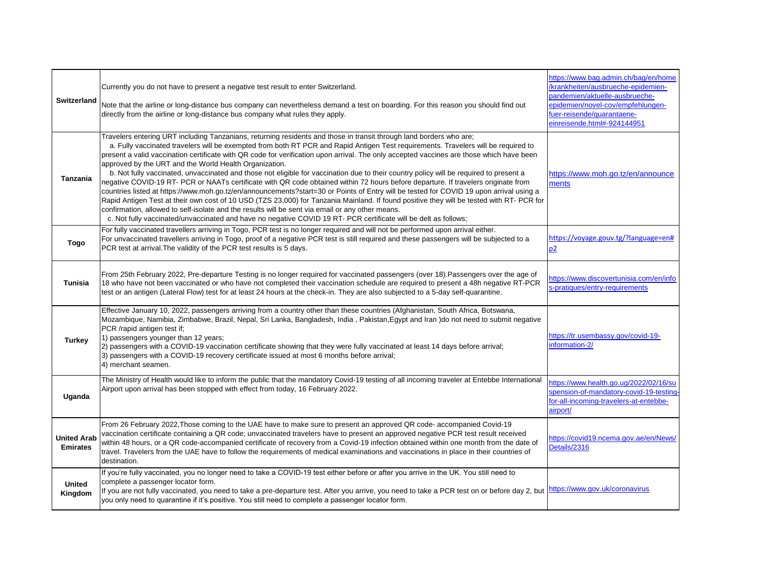| | | |
|---|---|---|
| **Switzerland** | Currently you do not have to present a negative test result to enter Switzerland.<br><br>Note that the airline or long-distance bus company can nevertheless demand a test on boarding. For this reason you should find out directly from the airline or long-distance bus company what rules they apply. | https://www.bag.admin.ch/bag/en/home/krankheiten/ausbrueche-epidemien-pandemien/aktuelle-ausbrueche-epidemien/novel-cov/empfehlungen-fuer-reisende/quarantaene-einreisende.html#-924144951 |
| **Tanzania** | Travelers entering URT including Tanzanians, returning residents and those in transit through land borders who are;<br>a. Fully vaccinated travelers will be exempted from both RT PCR and Rapid Antigen Test requirements. Travelers will be required to present a valid vaccination certificate with QR code for verification upon arrival. The only accepted vaccines are those which have been approved by the URT and the World Health Organization.<br>b. Not fully vaccinated, unvaccinated and those not eligible for vaccination due to their country policy will be required to present a negative COVID-19 RT- PCR or NAATs certificate with QR code obtained within 72 hours before departure. If travelers originate from countries listed at https://www.moh.go.tz/en/announcements?start=30 or Points of Entry will be tested for COVID 19 upon arrival using a Rapid Antigen Test at their own cost of 10 USD (TZS 23,000) for Tanzania Mainland. If found positive they will be tested with RT- PCR for confirmation, allowed to self-isolate and the results will be sent via email or any other means.<br>c. Not fully vaccinated/unvaccinated and have no negative COVID 19 RT- PCR certificate will be delt as follows; | https://www.moh.go.tz/en/announcements |
| **Togo** | For fully vaccinated travellers arriving in Togo, PCR test is no longer required and will not be performed upon arrival either.<br>For unvaccinated travellers arriving in Togo, proof of a negative PCR test is still required and these passengers will be subjected to a PCR test at arrival.The validity of the PCR test results is 5 days. | https://voyage.gouv.tg/?language=en#p2 |
| **Tunisia** | From 25th February 2022, Pre-departure Testing is no longer required for vaccinated passengers (over 18).Passengers over the age of 18 who have not been vaccinated or who have not completed their vaccination schedule are required to present a 48h negative RT-PCR test or an antigen (Lateral Flow) test for at least 24 hours at the check-in. They are also subjected to a 5-day self-quarantine. | https://www.discovertunisia.com/en/infos-pratiques/entry-requirements |
| **Turkey** | Effective January 10, 2022, passengers arriving from a country other than these countries (Afghanistan, South Africa, Botswana, Mozambique, Namibia, Zimbabwe, Brazil, Nepal, Sri Lanka, Bangladesh, India , Pakistan,Egypt and Iran )do not need to submit negative PCR /rapid antigen test if;<br>1) passengers younger than 12 years;<br>2) passengers with a COVID-19 vaccination certificate showing that they were fully vaccinated at least 14 days before arrival;<br>3) passengers with a COVID-19 recovery certificate issued at most 6 months before arrival;<br>4) merchant seamen. | https://tr.usembassy.gov/covid-19-information-2/ |
| **Uganda** | The Ministry of Health would like to inform the public that the mandatory Covid-19 testing of all incoming traveler at Entebbe International Airport upon arrival has been stopped with effect from today, 16 February 2022. | https://www.health.go.ug/2022/02/16/suspension-of-mandatory-covid-19-testing-for-all-incoming-travelers-at-entebbe-airport/ |
| **United Arab Emirates** | From 26 February 2022,Those coming to the UAE have to make sure to present an approved QR code- accompanied Covid-19 vaccination certificate containing a QR code; unvaccinated travelers have to present an approved negative PCR test result received within 48 hours, or a QR code-accompanied certificate of recovery from a Covid-19 infection obtained within one month from the date of travel. Travelers from the UAE have to follow the requirements of medical examinations and vaccinations in place in their countries of destination. | https://covid19.ncema.gov.ae/en/News/Details/2316 |
| **United Kingdom** | If you're fully vaccinated, you no longer need to take a COVID-19 test either before or after you arrive in the UK. You still need to complete a passenger locator form.<br>If you are not fully vaccinated, you need to take a pre-departure test. After you arrive, you need to take a PCR test on or before day 2, but you only need to quarantine if it's positive. You still need to complete a passenger locator form. | https://www.gov.uk/coronavirus |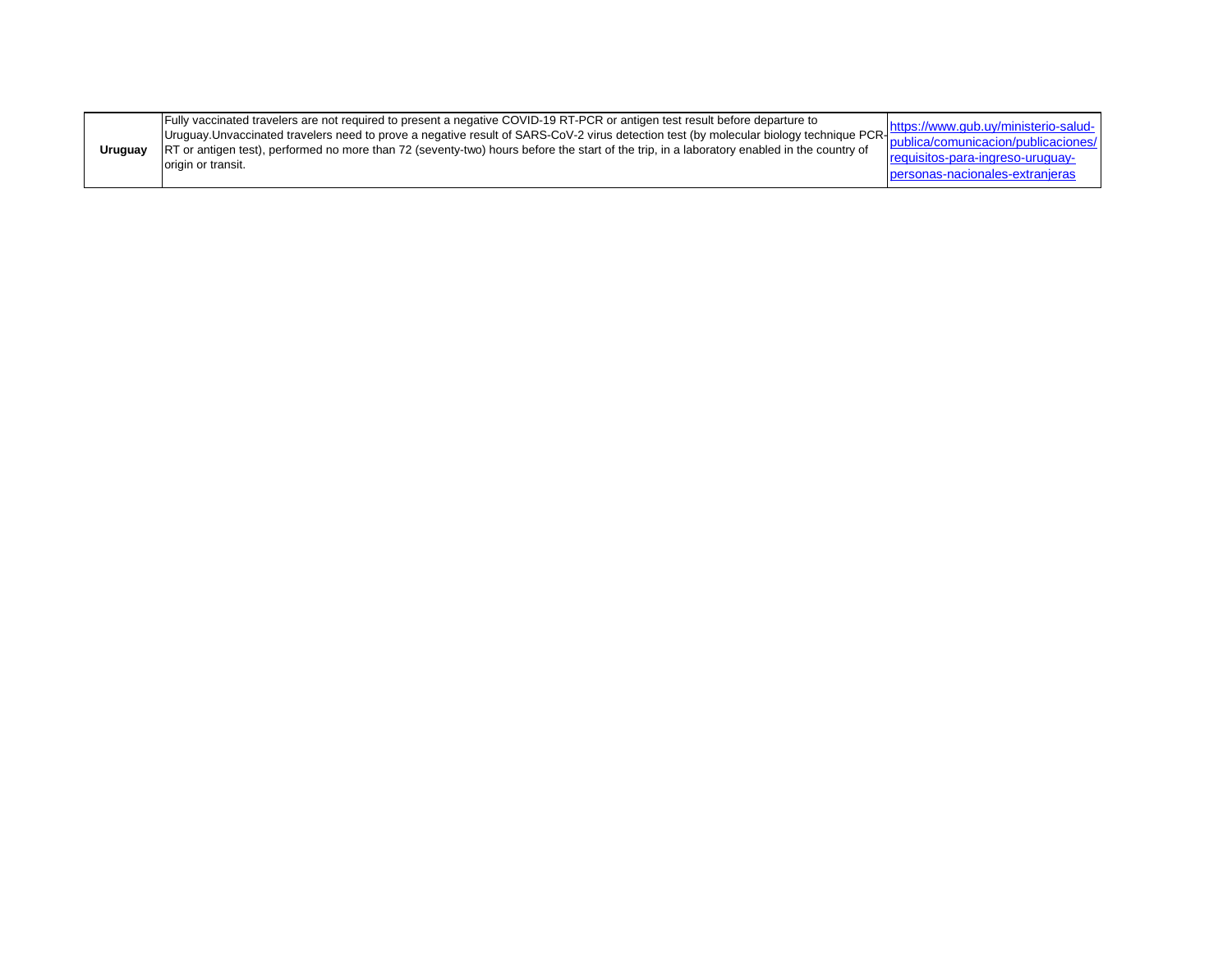| | | |
|---|---|---|
| **Uruguay** | Fully vaccinated travelers are not required to present a negative COVID-19 RT-PCR or antigen test result before departure to Uruguay.Unvaccinated travelers need to prove a negative result of SARS-CoV-2 virus detection test (by molecular biology technique PCR-RT or antigen test), performed no more than 72 (seventy-two) hours before the start of the trip, in a laboratory enabled in the country of origin or transit. | https://www.gub.uy/ministerio-salud-publica/comunicacion/publicaciones/requisitos-para-ingreso-uruguay-personas-nacionales-extranjeras |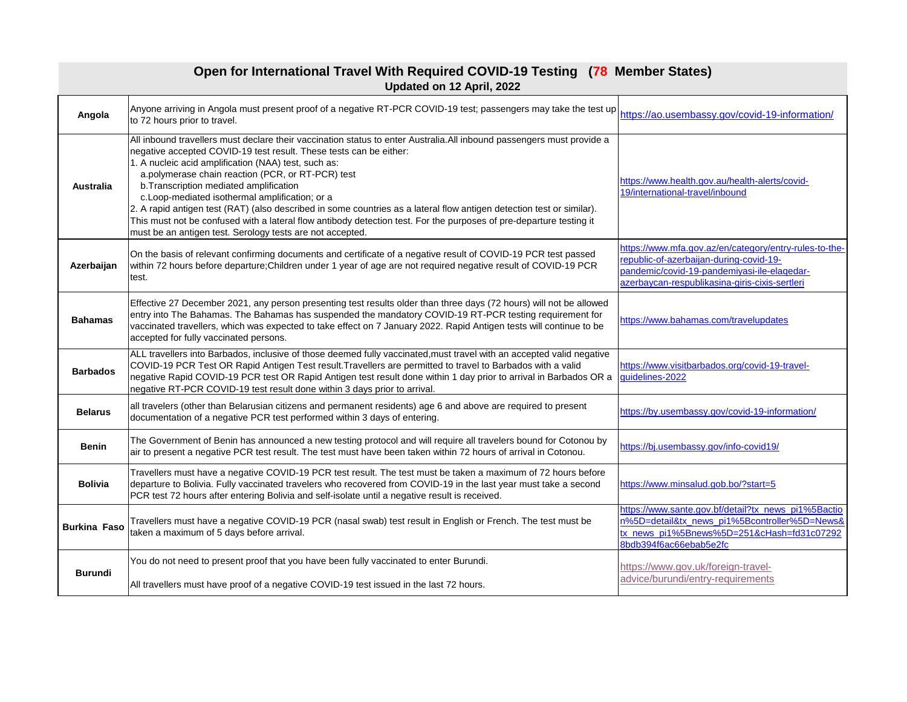## Open for International Travel With Required COVID-19 Testing (78 Member States)
**Updated on 12 April, 2022**

| | | |
|---|---|---|
| **Angola** | Anyone arriving in Angola must present proof of a negative RT-PCR COVID-19 test; passengers may take the test up to 72 hours prior to travel. | https://ao.usembassy.gov/covid-19-information/ |
| **Australia** | All inbound travellers must declare their vaccination status to enter Australia.All inbound passengers must provide a negative accepted COVID-19 test result. These tests can be either:<br>1. A nucleic acid amplification (NAA) test, such as:<br>a.polymerase chain reaction (PCR, or RT-PCR) test<br>b.Transcription mediated amplification<br>c.Loop-mediated isothermal amplification; or a<br>2. A rapid antigen test (RAT) (also described in some countries as a lateral flow antigen detection test or similar). This must not be confused with a lateral flow antibody detection test. For the purposes of pre-departure testing it must be an antigen test. Serology tests are not accepted. | https://www.health.gov.au/health-alerts/covid-19/international-travel/inbound |
| **Azerbaijan** | On the basis of relevant confirming documents and certificate of a negative result of COVID-19 PCR test passed within 72 hours before departure;Children under 1 year of age are not required negative result of COVID-19 PCR test. | https://www.mfa.gov.az/en/category/entry-rules-to-the-republic-of-azerbaijan-during-covid-19-pandemic/covid-19-pandemiyasi-ile-elaqedar-azerbaycan-respublikasina-giris-cixis-sertleri |
| **Bahamas** | Effective 27 December 2021, any person presenting test results older than three days (72 hours) will not be allowed entry into The Bahamas. The Bahamas has suspended the mandatory COVID-19 RT-PCR testing requirement for vaccinated travellers, which was expected to take effect on 7 January 2022. Rapid Antigen tests will continue to be accepted for fully vaccinated persons. | https://www.bahamas.com/travelupdates |
| **Barbados** | ALL travellers into Barbados, inclusive of those deemed fully vaccinated,must travel with an accepted valid negative COVID-19 PCR Test OR Rapid Antigen Test result.Travellers are permitted to travel to Barbados with a valid negative Rapid COVID-19 PCR test OR Rapid Antigen test result done within 1 day prior to arrival in Barbados OR a negative RT-PCR COVID-19 test result done within 3 days prior to arrival. | https://www.visitbarbados.org/covid-19-travel-guidelines-2022 |
| **Belarus** | all travelers (other than Belarusian citizens and permanent residents) age 6 and above are required to present documentation of a negative PCR test performed within 3 days of entering. | https://by.usembassy.gov/covid-19-information/ |
| **Benin** | The Government of Benin has announced a new testing protocol and will require all travelers bound for Cotonou by air to present a negative PCR test result. The test must have been taken within 72 hours of arrival in Cotonou. | https://bj.usembassy.gov/info-covid19/ |
| **Bolivia** | Travellers must have a negative COVID-19 PCR test result. The test must be taken a maximum of 72 hours before departure to Bolivia. Fully vaccinated travelers who recovered from COVID-19 in the last year must take a second PCR test 72 hours after entering Bolivia and self-isolate until a negative result is received. | https://www.minsalud.gob.bo/?start=5 |
| **Burkina Faso** | Travellers must have a negative COVID-19 PCR (nasal swab) test result in English or French. The test must be taken a maximum of 5 days before arrival. | https://www.sante.gov.bf/detail?tx_news_pi1%5Baction%5D=detail&tx_news_pi1%5Bcontroller%5D=News&tx_news_pi1%5Bnews%5D=251&cHash=fd31c072928bdb394f6ac66ebab5e2fc |
| **Burundi** | You do not need to present proof that you have been fully vaccinated to enter Burundi.<br><br>All travellers must have proof of a negative COVID-19 test issued in the last 72 hours. | https://www.gov.uk/foreign-travel-advice/burundi/entry-requirements |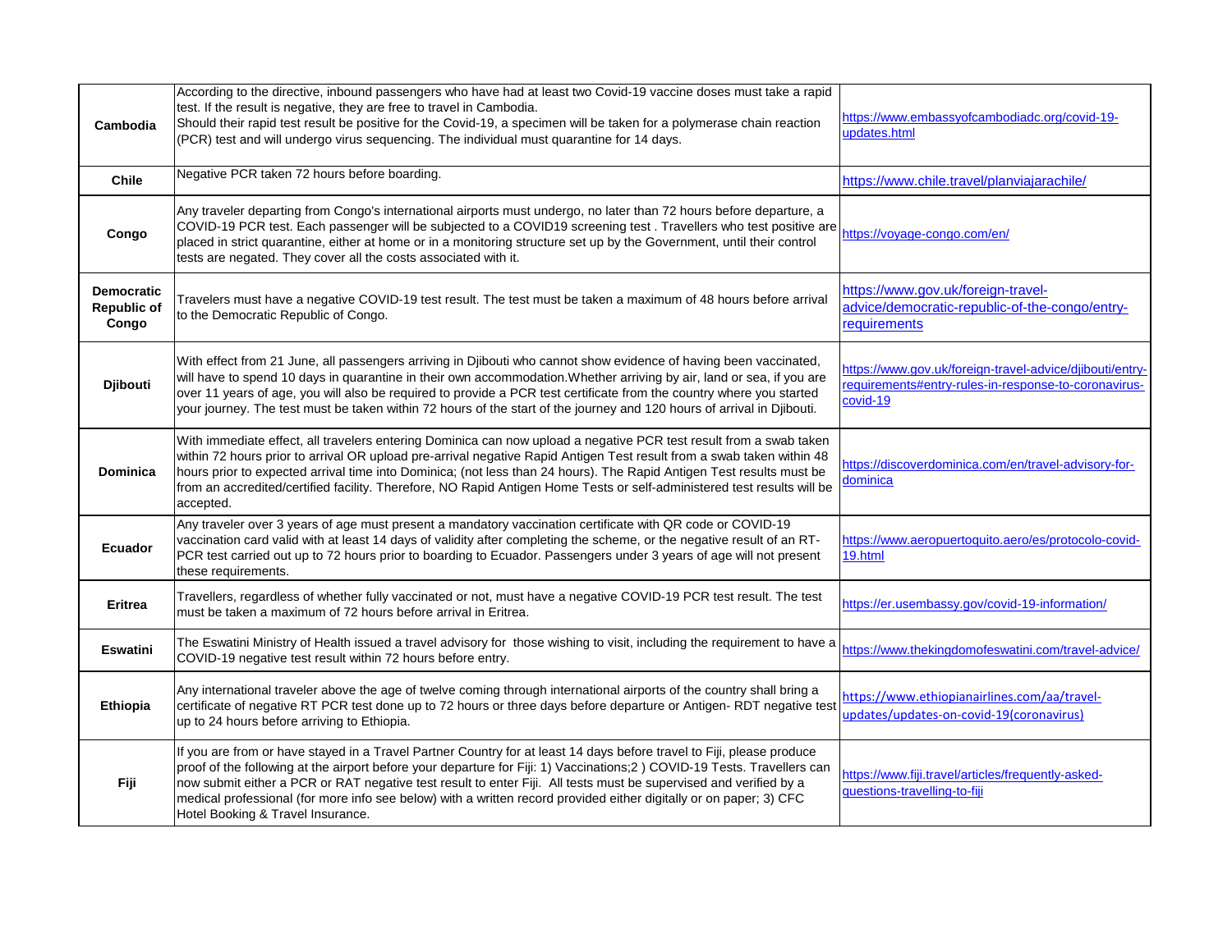| | | |
|---|---|---|
| **Cambodia** | According to the directive, inbound passengers who have had at least two Covid-19 vaccine doses must take a rapid test. If the result is negative, they are free to travel in Cambodia.<br>Should their rapid test result be positive for the Covid-19, a specimen will be taken for a polymerase chain reaction (PCR) test and will undergo virus sequencing. The individual must quarantine for 14 days. | https://www.embassyofcambodiadc.org/covid-19-updates.html |
| **Chile** | Negative PCR taken 72 hours before boarding. | https://www.chile.travel/planviajarachile/ |
| **Congo** | Any traveler departing from Congo's international airports must undergo, no later than 72 hours before departure, a COVID-19 PCR test. Each passenger will be subjected to a COVID19 screening test . Travellers who test positive are placed in strict quarantine, either at home or in a monitoring structure set up by the Government, until their control tests are negated. They cover all the costs associated with it. | https://voyage-congo.com/en/ |
| **Democratic Republic of Congo** | Travelers must have a negative COVID-19 test result. The test must be taken a maximum of 48 hours before arrival to the Democratic Republic of Congo. | https://www.gov.uk/foreign-travel-advice/democratic-republic-of-the-congo/entry-requirements |
| **Djibouti** | With effect from 21 June, all passengers arriving in Djibouti who cannot show evidence of having been vaccinated, will have to spend 10 days in quarantine in their own accommodation.Whether arriving by air, land or sea, if you are over 11 years of age, you will also be required to provide a PCR test certificate from the country where you started your journey. The test must be taken within 72 hours of the start of the journey and 120 hours of arrival in Djibouti. | https://www.gov.uk/foreign-travel-advice/djibouti/entry-requirements#entry-rules-in-response-to-coronavirus-covid-19 |
| **Dominica** | With immediate effect, all travelers entering Dominica can now upload a negative PCR test result from a swab taken within 72 hours prior to arrival OR upload pre-arrival negative Rapid Antigen Test result from a swab taken within 48 hours prior to expected arrival time into Dominica; (not less than 24 hours). The Rapid Antigen Test results must be from an accredited/certified facility. Therefore, NO Rapid Antigen Home Tests or self-administered test results will be accepted. | https://discoverdominica.com/en/travel-advisory-for-dominica |
| **Ecuador** | Any traveler over 3 years of age must present a mandatory vaccination certificate with QR code or COVID-19 vaccination card valid with at least 14 days of validity after completing the scheme, or the negative result of an RT-PCR test carried out up to 72 hours prior to boarding to Ecuador. Passengers under 3 years of age will not present these requirements. | https://www.aeropuertoquito.aero/es/protocolo-covid-19.html |
| **Eritrea** | Travellers, regardless of whether fully vaccinated or not, must have a negative COVID-19 PCR test result. The test must be taken a maximum of 72 hours before arrival in Eritrea. | https://er.usembassy.gov/covid-19-information/ |
| **Eswatini** | The Eswatini Ministry of Health issued a travel advisory for those wishing to visit, including the requirement to have a COVID-19 negative test result within 72 hours before entry. | https://www.thekingdomofeswatini.com/travel-advice/ |
| **Ethiopia** | Any international traveler above the age of twelve coming through international airports of the country shall bring a certificate of negative RT PCR test done up to 72 hours or three days before departure or Antigen- RDT negative test up to 24 hours before arriving to Ethiopia. | https://www.ethiopianairlines.com/aa/travel-updates/updates-on-covid-19(coronavirus) |
| **Fiji** | If you are from or have stayed in a Travel Partner Country for at least 14 days before travel to Fiji, please produce proof of the following at the airport before your departure for Fiji: 1) Vaccinations;2 ) COVID-19 Tests. Travellers can now submit either a PCR or RAT negative test result to enter Fiji. All tests must be supervised and verified by a medical professional (for more info see below) with a written record provided either digitally or on paper; 3) CFC Hotel Booking & Travel Insurance. | https://www.fiji.travel/articles/frequently-asked-questions-travelling-to-fiji |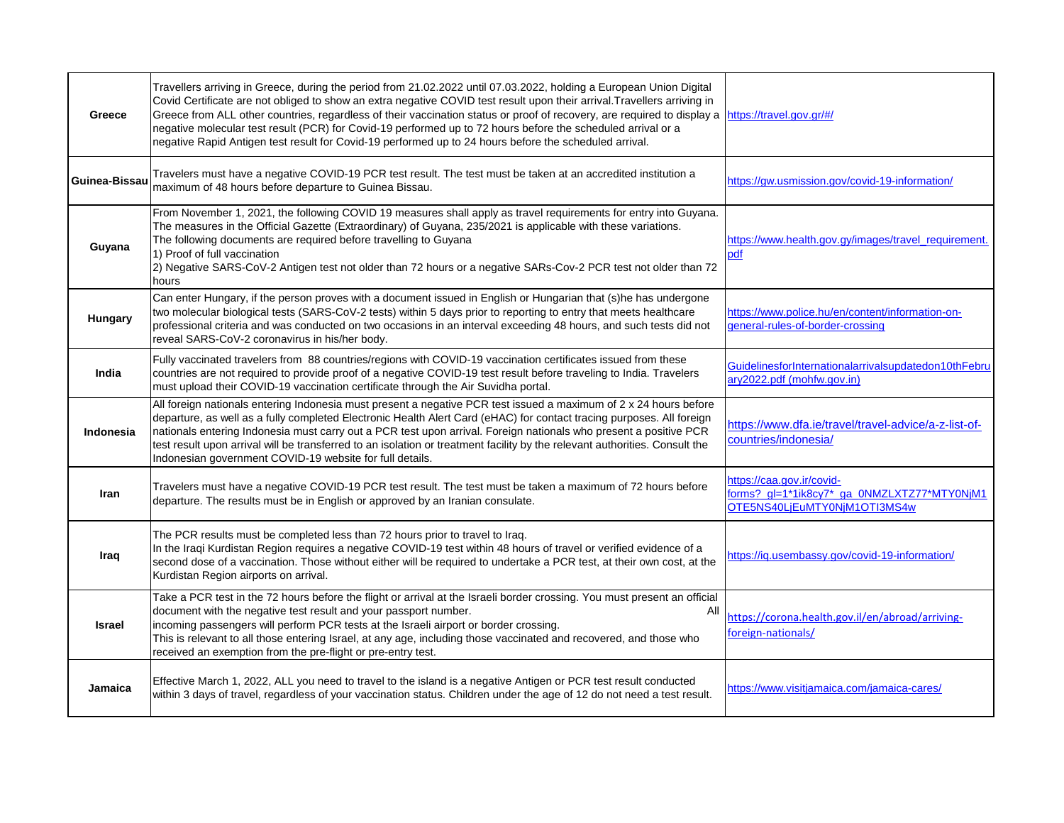| | | |
|---|---|---|
| **Greece** | Travellers arriving in Greece, during the period from 21.02.2022 until 07.03.2022, holding a European Union Digital Covid Certificate are not obliged to show an extra negative COVID test result upon their arrival.Travellers arriving in Greece from ALL other countries, regardless of their vaccination status or proof of recovery, are required to display a negative molecular test result (PCR) for Covid-19 performed up to 72 hours before the scheduled arrival or a negative Rapid Antigen test result for Covid-19 performed up to 24 hours before the scheduled arrival. | https://travel.gov.gr/#/ |
| **Guinea-Bissau** | Travelers must have a negative COVID-19 PCR test result. The test must be taken at an accredited institution a maximum of 48 hours before departure to Guinea Bissau. | https://gw.usmission.gov/covid-19-information/ |
| **Guyana** | From November 1, 2021, the following COVID 19 measures shall apply as travel requirements for entry into Guyana. The measures in the Official Gazette (Extraordinary) of Guyana, 235/2021 is applicable with these variations. The following documents are required before travelling to Guyana<br>1) Proof of full vaccination<br>2) Negative SARS-CoV-2 Antigen test not older than 72 hours or a negative SARs-Cov-2 PCR test not older than 72 hours | https://www.health.gov.gy/images/travel_requirement.pdf |
| **Hungary** | Can enter Hungary, if the person proves with a document issued in English or Hungarian that (s)he has undergone two molecular biological tests (SARS-CoV-2 tests) within 5 days prior to reporting to entry that meets healthcare professional criteria and was conducted on two occasions in an interval exceeding 48 hours, and such tests did not reveal SARS-CoV-2 coronavirus in his/her body. | https://www.police.hu/en/content/information-on-general-rules-of-border-crossing |
| **India** | Fully vaccinated travelers from 88 countries/regions with COVID-19 vaccination certificates issued from these countries are not required to provide proof of a negative COVID-19 test result before traveling to India. Travelers must upload their COVID-19 vaccination certificate through the Air Suvidha portal. | GuidelinesforInternationalarrivalsupdatedon10thFebruary2022.pdf (mohfw.gov.in) |
| **Indonesia** | All foreign nationals entering Indonesia must present a negative PCR test issued a maximum of 2 x 24 hours before departure, as well as a fully completed Electronic Health Alert Card (eHAC) for contact tracing purposes. All foreign nationals entering Indonesia must carry out a PCR test upon arrival. Foreign nationals who present a positive PCR test result upon arrival will be transferred to an isolation or treatment facility by the relevant authorities. Consult the Indonesian government COVID-19 website for full details. | https://www.dfa.ie/travel/travel-advice/a-z-list-of-countries/indonesia/ |
| **Iran** | Travelers must have a negative COVID-19 PCR test result. The test must be taken a maximum of 72 hours before departure. The results must be in English or approved by an Iranian consulate. | https://caa.gov.ir/covid-forms?_gl=1*1ik8cy7*_ga_0NMZLXTZ77*MTY0NjM1OTE5NS40LjEuMTY0NjM1OTI3MS4w |
| **Iraq** | The PCR results must be completed less than 72 hours prior to travel to Iraq.<br>In the Iraqi Kurdistan Region requires a negative COVID-19 test within 48 hours of travel or verified evidence of a second dose of a vaccination. Those without either will be required to undertake a PCR test, at their own cost, at the Kurdistan Region airports on arrival. | https://iq.usembassy.gov/covid-19-information/ |
| **Israel** | Take a PCR test in the 72 hours before the flight or arrival at the Israeli border crossing. You must present an official document with the negative test result and your passport number. All incoming passengers will perform PCR tests at the Israeli airport or border crossing.<br>This is relevant to all those entering Israel, at any age, including those vaccinated and recovered, and those who received an exemption from the pre-flight or pre-entry test. | https://corona.health.gov.il/en/abroad/arriving-foreign-nationals/ |
| **Jamaica** | Effective March 1, 2022, ALL you need to travel to the island is a negative Antigen or PCR test result conducted within 3 days of travel, regardless of your vaccination status. Children under the age of 12 do not need a test result. | https://www.visitjamaica.com/jamaica-cares/ |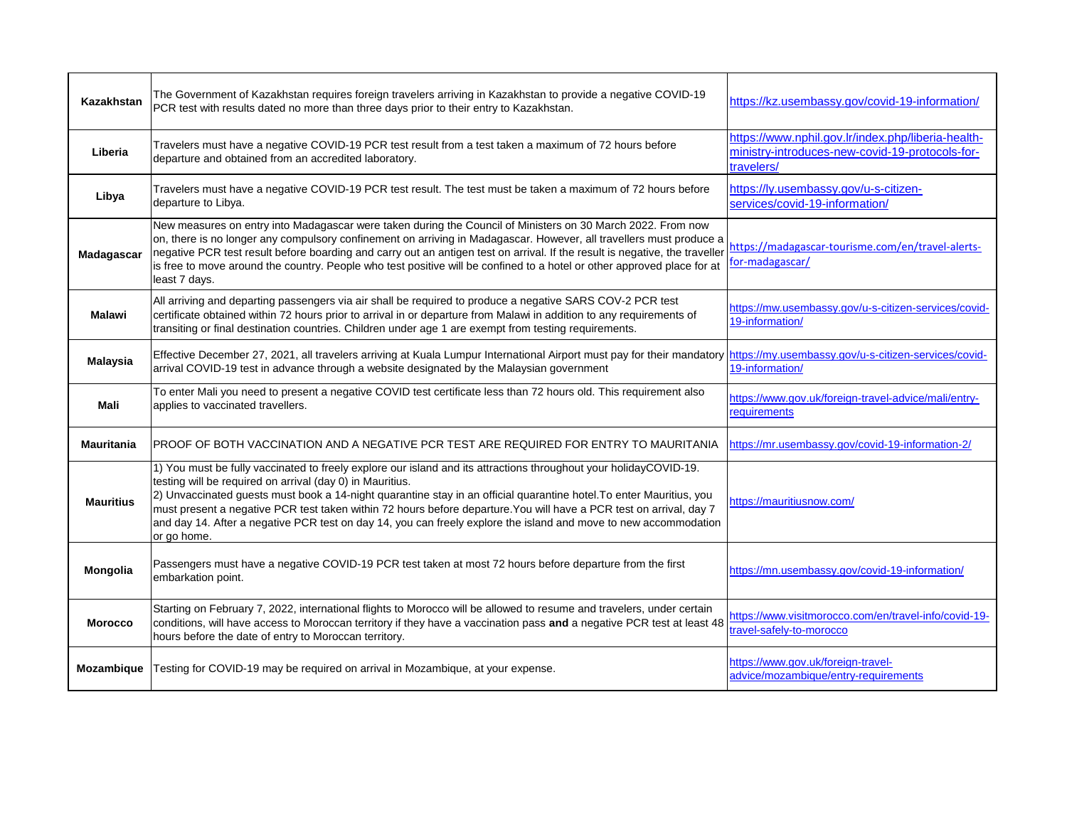| | | |
|---|---|---|
| **Kazakhstan** | The Government of Kazakhstan requires foreign travelers arriving in Kazakhstan to provide a negative COVID-19 PCR test with results dated no more than three days prior to their entry to Kazakhstan. | https://kz.usembassy.gov/covid-19-information/ |
| **Liberia** | Travelers must have a negative COVID-19 PCR test result from a test taken a maximum of 72 hours before departure and obtained from an accredited laboratory. | https://www.nphil.gov.lr/index.php/liberia-health-ministry-introduces-new-covid-19-protocols-for-travelers/ |
| **Libya** | Travelers must have a negative COVID-19 PCR test result. The test must be taken a maximum of 72 hours before departure to Libya. | https://ly.usembassy.gov/u-s-citizen-services/covid-19-information/ |
| **Madagascar** | New measures on entry into Madagascar were taken during the Council of Ministers on 30 March 2022. From now on, there is no longer any compulsory confinement on arriving in Madagascar. However, all travellers must produce a negative PCR test result before boarding and carry out an antigen test on arrival. If the result is negative, the traveller is free to move around the country. People who test positive will be confined to a hotel or other approved place for at least 7 days. | https://madagascar-tourisme.com/en/travel-alerts-for-madagascar/ |
| **Malawi** | All arriving and departing passengers via air shall be required to produce a negative SARS COV-2 PCR test certificate obtained within 72 hours prior to arrival in or departure from Malawi in addition to any requirements of transiting or final destination countries. Children under age 1 are exempt from testing requirements. | https://mw.usembassy.gov/u-s-citizen-services/covid-19-information/ |
| **Malaysia** | Effective December 27, 2021, all travelers arriving at Kuala Lumpur International Airport must pay for their mandatory arrival COVID-19 test in advance through a website designated by the Malaysian government | https://my.usembassy.gov/u-s-citizen-services/covid-19-information/ |
| **Mali** | To enter Mali you need to present a negative COVID test certificate less than 72 hours old. This requirement also applies to vaccinated travellers. | https://www.gov.uk/foreign-travel-advice/mali/entry-requirements |
| **Mauritania** | PROOF OF BOTH VACCINATION AND A NEGATIVE PCR TEST ARE REQUIRED FOR ENTRY TO MAURITANIA | https://mr.usembassy.gov/covid-19-information-2/ |
| **Mauritius** | 1) You must be fully vaccinated to freely explore our island and its attractions throughout your holidayCOVID-19. testing will be required on arrival (day 0) in Mauritius.<br>2) Unvaccinated guests must book a 14-night quarantine stay in an official quarantine hotel.To enter Mauritius, you must present a negative PCR test taken within 72 hours before departure.You will have a PCR test on arrival, day 7 and day 14. After a negative PCR test on day 14, you can freely explore the island and move to new accommodation or go home. | https://mauritiusnow.com/ |
| **Mongolia** | Passengers must have a negative COVID-19 PCR test taken at most 72 hours before departure from the first embarkation point. | https://mn.usembassy.gov/covid-19-information/ |
| **Morocco** | Starting on February 7, 2022, international flights to Morocco will be allowed to resume and travelers, under certain conditions, will have access to Moroccan territory if they have a vaccination pass **and** a negative PCR test at least 48 hours before the date of entry to Moroccan territory. | https://www.visitmorocco.com/en/travel-info/covid-19-travel-safely-to-morocco |
| **Mozambique** | Testing for COVID-19 may be required on arrival in Mozambique, at your expense. | https://www.gov.uk/foreign-travel-advice/mozambique/entry-requirements |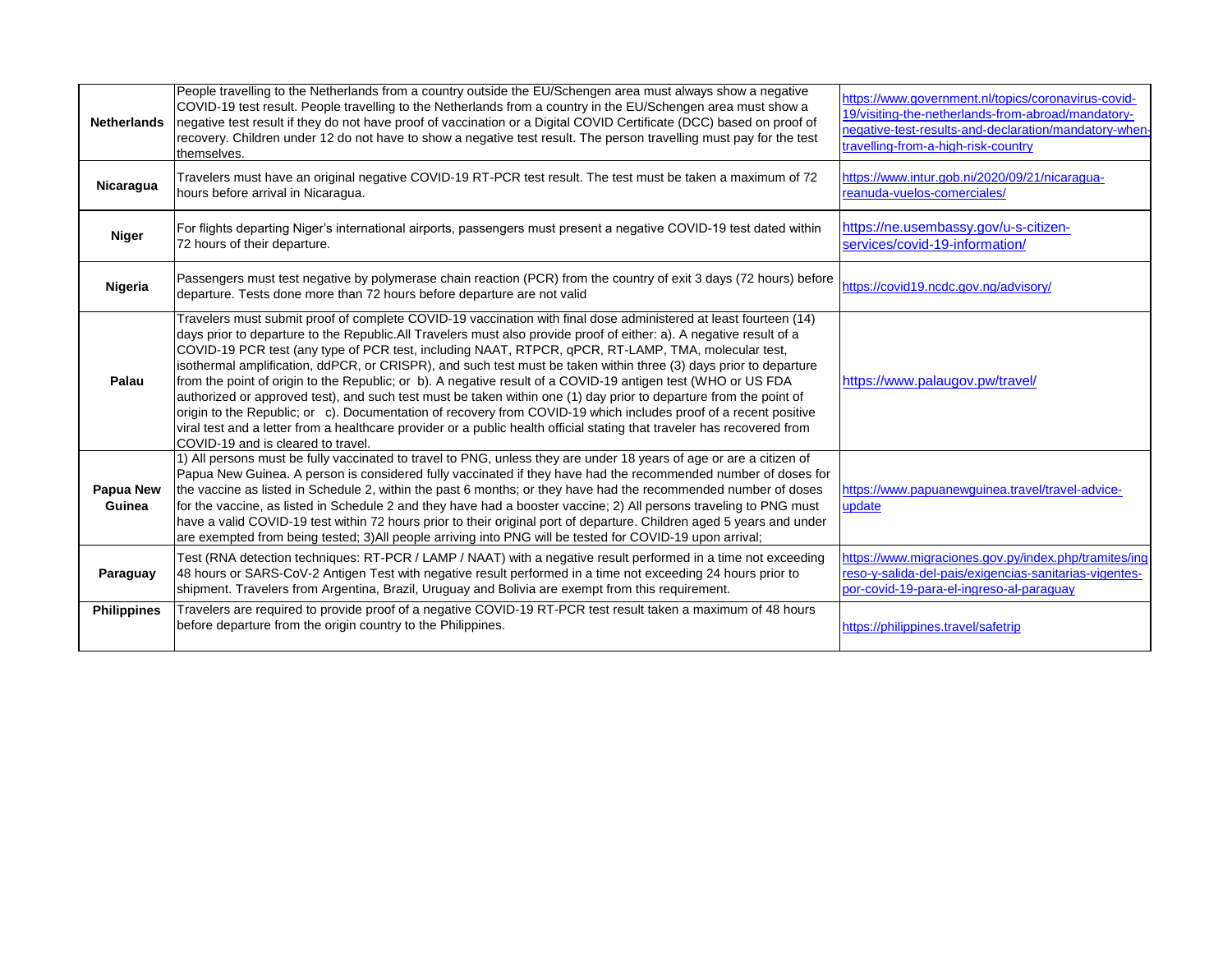| | | |
|---|---|---|
| **Netherlands** | People travelling to the Netherlands from a country outside the EU/Schengen area must always show a negative COVID-19 test result. People travelling to the Netherlands from a country in the EU/Schengen area must show a negative test result if they do not have proof of vaccination or a Digital COVID Certificate (DCC) based on proof of recovery. Children under 12 do not have to show a negative test result. The person travelling must pay for the test themselves. | https://www.government.nl/topics/coronavirus-covid-19/visiting-the-netherlands-from-abroad/mandatory-negative-test-results-and-declaration/mandatory-when-travelling-from-a-high-risk-country |
| **Nicaragua** | Travelers must have an original negative COVID-19 RT-PCR test result. The test must be taken a maximum of 72 hours before arrival in Nicaragua. | https://www.intur.gob.ni/2020/09/21/nicaragua-reanuda-vuelos-comerciales/ |
| **Niger** | For flights departing Niger's international airports, passengers must present a negative COVID-19 test dated within 72 hours of their departure. | https://ne.usembassy.gov/u-s-citizen-services/covid-19-information/ |
| **Nigeria** | Passengers must test negative by polymerase chain reaction (PCR) from the country of exit 3 days (72 hours) before departure. Tests done more than 72 hours before departure are not valid | https://covid19.ncdc.gov.ng/advisory/ |
| **Palau** | Travelers must submit proof of complete COVID-19 vaccination with final dose administered at least fourteen (14) days prior to departure to the Republic.All Travelers must also provide proof of either: a). A negative result of a COVID-19 PCR test (any type of PCR test, including NAAT, RTPCR, qPCR, RT-LAMP, TMA, molecular test, isothermal amplification, ddPCR, or CRISPR), and such test must be taken within three (3) days prior to departure from the point of origin to the Republic; or b). A negative result of a COVID-19 antigen test (WHO or US FDA authorized or approved test), and such test must be taken within one (1) day prior to departure from the point of origin to the Republic; or c). Documentation of recovery from COVID-19 which includes proof of a recent positive viral test and a letter from a healthcare provider or a public health official stating that traveler has recovered from COVID-19 and is cleared to travel. | https://www.palaugov.pw/travel/ |
| **Papua New Guinea** | 1) All persons must be fully vaccinated to travel to PNG, unless they are under 18 years of age or are a citizen of Papua New Guinea. A person is considered fully vaccinated if they have had the recommended number of doses for the vaccine as listed in Schedule 2, within the past 6 months; or they have had the recommended number of doses for the vaccine, as listed in Schedule 2 and they have had a booster vaccine; 2) All persons traveling to PNG must have a valid COVID-19 test within 72 hours prior to their original port of departure. Children aged 5 years and under are exempted from being tested; 3)All people arriving into PNG will be tested for COVID-19 upon arrival; | https://www.papuanewguinea.travel/travel-advice-update |
| **Paraguay** | Test (RNA detection techniques: RT-PCR / LAMP / NAAT) with a negative result performed in a time not exceeding 48 hours or SARS-CoV-2 Antigen Test with negative result performed in a time not exceeding 24 hours prior to shipment. Travelers from Argentina, Brazil, Uruguay and Bolivia are exempt from this requirement. | https://www.migraciones.gov.py/index.php/tramites/ingreso-y-salida-del-pais/exigencias-sanitarias-vigentes-por-covid-19-para-el-ingreso-al-paraguay |
| **Philippines** | Travelers are required to provide proof of a negative COVID-19 RT-PCR test result taken a maximum of 48 hours before departure from the origin country to the Philippines. | https://philippines.travel/safetrip |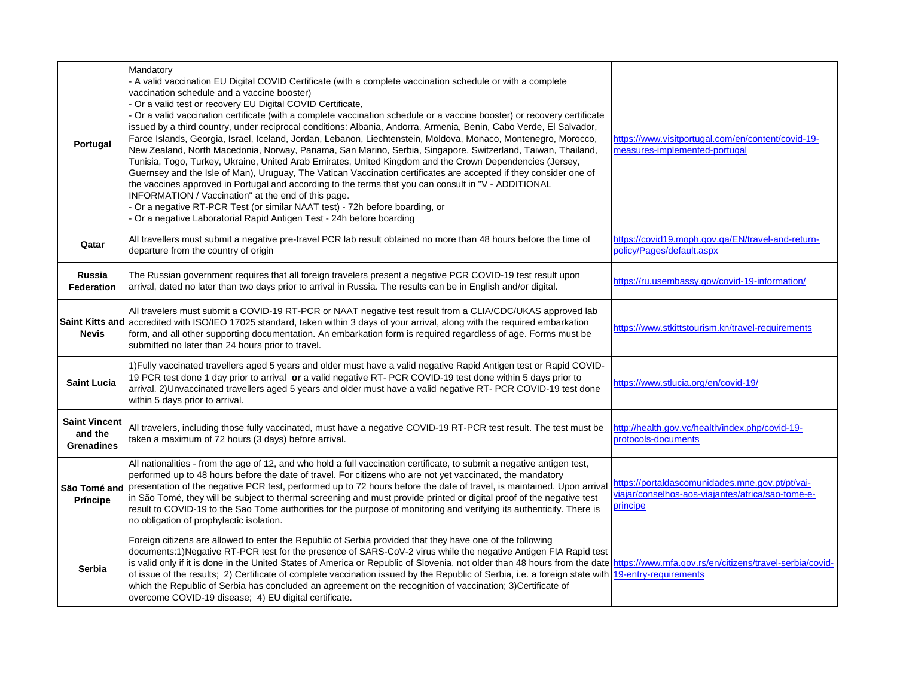| | | |
|---|---|---|
| **Portugal** | Mandatory<br>- A valid vaccination EU Digital COVID Certificate (with a complete vaccination schedule or with a complete vaccination schedule and a vaccine booster)<br>- Or a valid test or recovery EU Digital COVID Certificate,<br>- Or a valid vaccination certificate (with a complete vaccination schedule or a vaccine booster) or recovery certificate issued by a third country, under reciprocal conditions: Albania, Andorra, Armenia, Benin, Cabo Verde, El Salvador, Faroe Islands, Georgia, Israel, Iceland, Jordan, Lebanon, Liechtenstein, Moldova, Monaco, Montenegro, Morocco, New Zealand, North Macedonia, Norway, Panama, San Marino, Serbia, Singapore, Switzerland, Taiwan, Thailand, Tunisia, Togo, Turkey, Ukraine, United Arab Emirates, United Kingdom and the Crown Dependencies (Jersey, Guernsey and the Isle of Man), Uruguay, The Vatican Vaccination certificates are accepted if they consider one of the vaccines approved in Portugal and according to the terms that you can consult in "V - ADDITIONAL INFORMATION / Vaccination" at the end of this page.<br>- Or a negative RT-PCR Test (or similar NAAT test) - 72h before boarding, or<br>- Or a negative Laboratorial Rapid Antigen Test - 24h before boarding | https://www.visitportugal.com/en/content/covid-19-measures-implemented-portugal |
| **Qatar** | All travellers must submit a negative pre-travel PCR lab result obtained no more than 48 hours before the time of departure from the country of origin | https://covid19.moph.gov.qa/EN/travel-and-return-policy/Pages/default.aspx |
| **Russia Federation** | The Russian government requires that all foreign travelers present a negative PCR COVID-19 test result upon arrival, dated no later than two days prior to arrival in Russia. The results can be in English and/or digital. | https://ru.usembassy.gov/covid-19-information/ |
| **Saint Kitts and Nevis** | All travelers must submit a COVID-19 RT-PCR or NAAT negative test result from a CLIA/CDC/UKAS approved lab accredited with ISO/IEO 17025 standard, taken within 3 days of your arrival, along with the required embarkation form, and all other supporting documentation. An embarkation form is required regardless of age. Forms must be submitted no later than 24 hours prior to travel. | https://www.stkittstourism.kn/travel-requirements |
| **Saint Lucia** | 1)Fully vaccinated travellers aged 5 years and older must have a valid negative Rapid Antigen test or Rapid COVID-19 PCR test done 1 day prior to arrival **or** a valid negative RT- PCR COVID-19 test done within 5 days prior to arrival. 2)Unvaccinated travellers aged 5 years and older must have a valid negative RT- PCR COVID-19 test done within 5 days prior to arrival. | https://www.stlucia.org/en/covid-19/ |
| **Saint Vincent and the Grenadines** | All travelers, including those fully vaccinated, must have a negative COVID-19 RT-PCR test result. The test must be taken a maximum of 72 hours (3 days) before arrival. | http://health.gov.vc/health/index.php/covid-19-protocols-documents |
| **Säo Tomé and Príncipe** | All nationalities - from the age of 12, and who hold a full vaccination certificate, to submit a negative antigen test, performed up to 48 hours before the date of travel. For citizens who are not yet vaccinated, the mandatory presentation of the negative PCR test, performed up to 72 hours before the date of travel, is maintained. Upon arrival in São Tomé, they will be subject to thermal screening and must provide printed or digital proof of the negative test result to COVID-19 to the Sao Tome authorities for the purpose of monitoring and verifying its authenticity. There is no obligation of prophylactic isolation. | https://portaldascomunidades.mne.gov.pt/pt/vai-viajar/conselhos-aos-viajantes/africa/sao-tome-e-principe |
| **Serbia** | Foreign citizens are allowed to enter the Republic of Serbia provided that they have one of the following documents:1)Negative RT-PCR test for the presence of SARS-CoV-2 virus while the negative Antigen FIA Rapid test is valid only if it is done in the United States of America or Republic of Slovenia, not older than 48 hours from the date of issue of the results; 2) Certificate of complete vaccination issued by the Republic of Serbia, i.e. a foreign state with which the Republic of Serbia has concluded an agreement on the recognition of vaccination; 3)Certificate of overcome COVID-19 disease; 4) EU digital certificate. | https://www.mfa.gov.rs/en/citizens/travel-serbia/covid-19-entry-requirements |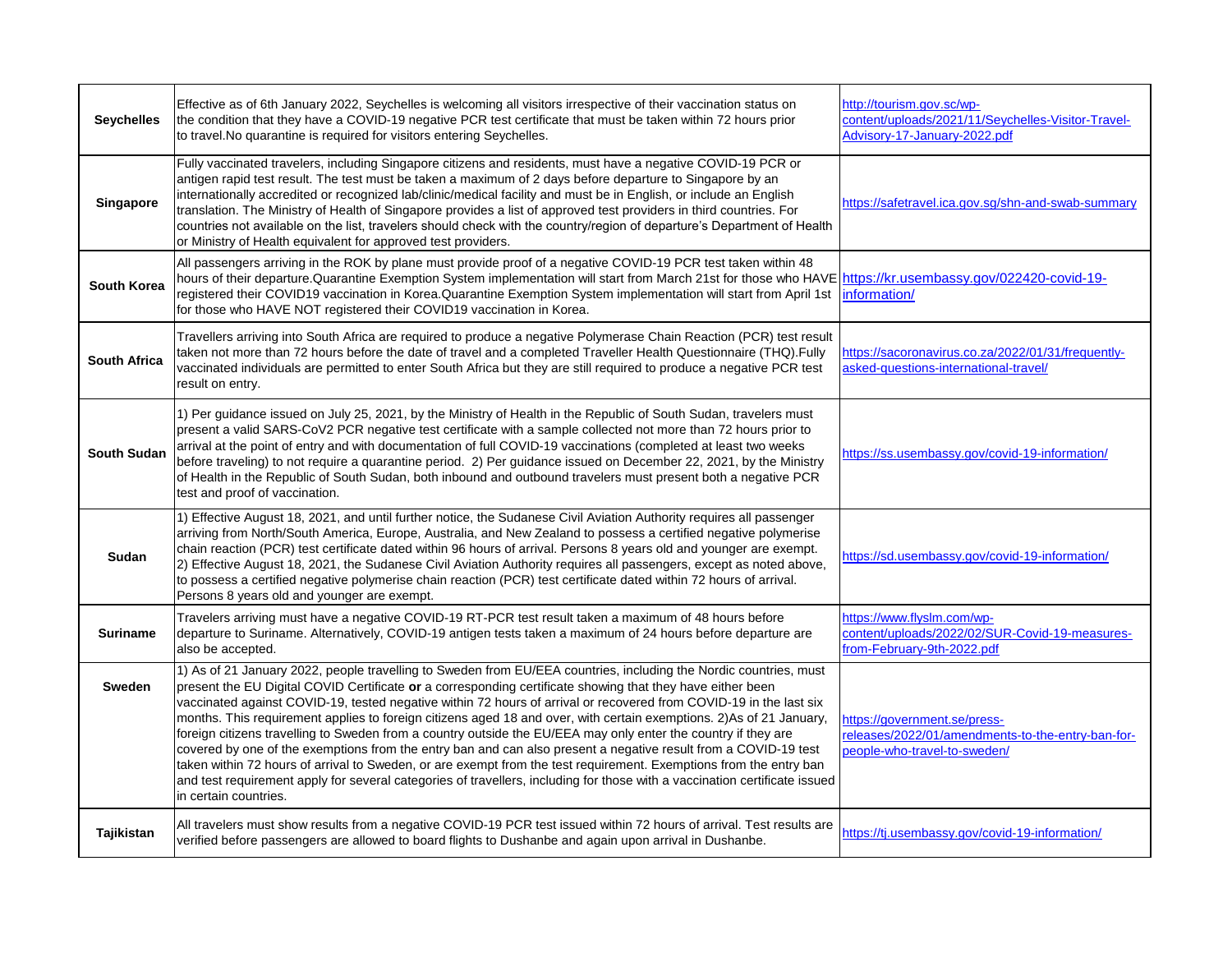| | | |
|---|---|---|
| **Seychelles** | Effective as of 6th January 2022, Seychelles is welcoming all visitors irrespective of their vaccination status on the condition that they have a COVID-19 negative PCR test certificate that must be taken within 72 hours prior to travel.No quarantine is required for visitors entering Seychelles. | http://tourism.gov.sc/wp-content/uploads/2021/11/Seychelles-Visitor-Travel-Advisory-17-January-2022.pdf |
| **Singapore** | Fully vaccinated travelers, including Singapore citizens and residents, must have a negative COVID-19 PCR or antigen rapid test result. The test must be taken a maximum of 2 days before departure to Singapore by an internationally accredited or recognized lab/clinic/medical facility and must be in English, or include an English translation. The Ministry of Health of Singapore provides a list of approved test providers in third countries. For countries not available on the list, travelers should check with the country/region of departure's Department of Health or Ministry of Health equivalent for approved test providers. | https://safetravel.ica.gov.sg/shn-and-swab-summary |
| **South Korea** | All passengers arriving in the ROK by plane must provide proof of a negative COVID-19 PCR test taken within 48 hours of their departure.Quarantine Exemption System implementation will start from March 21st for those who HAVE registered their COVID19 vaccination in Korea.Quarantine Exemption System implementation will start from April 1st for those who HAVE NOT registered their COVID19 vaccination in Korea. | https://kr.usembassy.gov/022420-covid-19-information/ |
| **South Africa** | Travellers arriving into South Africa are required to produce a negative Polymerase Chain Reaction (PCR) test result taken not more than 72 hours before the date of travel and a completed Traveller Health Questionnaire (THQ).Fully vaccinated individuals are permitted to enter South Africa but they are still required to produce a negative PCR test result on entry. | https://sacoronavirus.co.za/2022/01/31/frequently-asked-questions-international-travel/ |
| **South Sudan** | 1) Per guidance issued on July 25, 2021, by the Ministry of Health in the Republic of South Sudan, travelers must present a valid SARS-CoV2 PCR negative test certificate with a sample collected not more than 72 hours prior to arrival at the point of entry and with documentation of full COVID-19 vaccinations (completed at least two weeks before traveling) to not require a quarantine period. 2) Per guidance issued on December 22, 2021, by the Ministry of Health in the Republic of South Sudan, both inbound and outbound travelers must present both a negative PCR test and proof of vaccination. | https://ss.usembassy.gov/covid-19-information/ |
| **Sudan** | 1) Effective August 18, 2021, and until further notice, the Sudanese Civil Aviation Authority requires all passenger arriving from North/South America, Europe, Australia, and New Zealand to possess a certified negative polymerise chain reaction (PCR) test certificate dated within 96 hours of arrival. Persons 8 years old and younger are exempt. 2) Effective August 18, 2021, the Sudanese Civil Aviation Authority requires all passengers, except as noted above, to possess a certified negative polymerise chain reaction (PCR) test certificate dated within 72 hours of arrival. Persons 8 years old and younger are exempt. | https://sd.usembassy.gov/covid-19-information/ |
| **Suriname** | Travelers arriving must have a negative COVID-19 RT-PCR test result taken a maximum of 48 hours before departure to Suriname. Alternatively, COVID-19 antigen tests taken a maximum of 24 hours before departure are also be accepted. | https://www.flyslm.com/wp-content/uploads/2022/02/SUR-Covid-19-measures-from-February-9th-2022.pdf |
| **Sweden** | 1) As of 21 January 2022, people travelling to Sweden from EU/EEA countries, including the Nordic countries, must present the EU Digital COVID Certificate **or** a corresponding certificate showing that they have either been vaccinated against COVID-19, tested negative within 72 hours of arrival or recovered from COVID-19 in the last six months. This requirement applies to foreign citizens aged 18 and over, with certain exemptions. 2)As of 21 January, foreign citizens travelling to Sweden from a country outside the EU/EEA may only enter the country if they are covered by one of the exemptions from the entry ban and can also present a negative result from a COVID-19 test taken within 72 hours of arrival to Sweden, or are exempt from the test requirement. Exemptions from the entry ban and test requirement apply for several categories of travellers, including for those with a vaccination certificate issued in certain countries. | https://government.se/press-releases/2022/01/amendments-to-the-entry-ban-for-people-who-travel-to-sweden/ |
| **Tajikistan** | All travelers must show results from a negative COVID-19 PCR test issued within 72 hours of arrival. Test results are verified before passengers are allowed to board flights to Dushanbe and again upon arrival in Dushanbe. | https://tj.usembassy.gov/covid-19-information/ |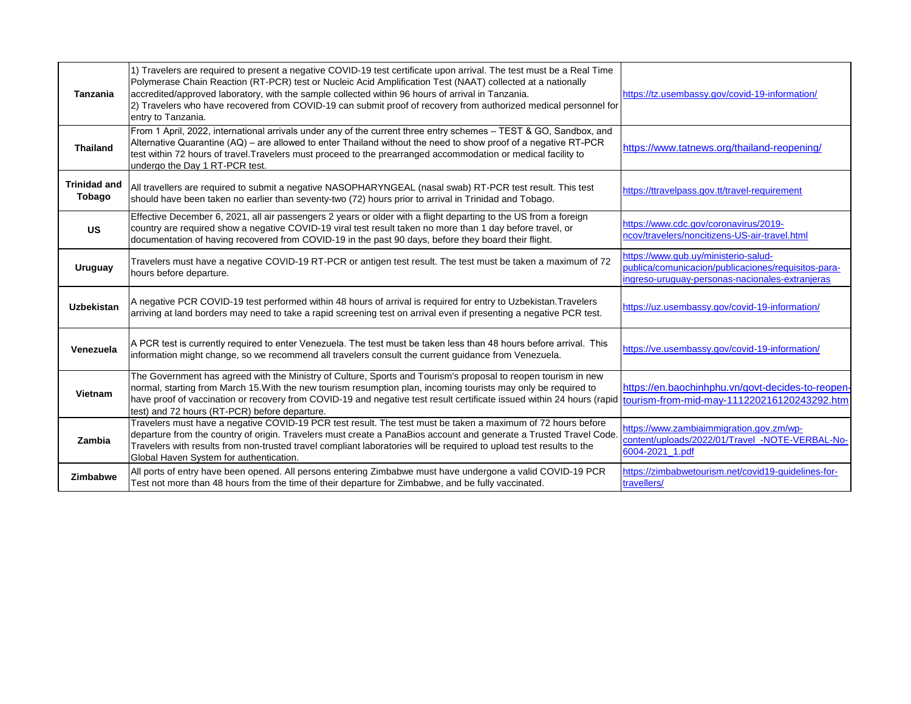| | | |
|---|---|---|
| **Tanzania** | 1) Travelers are required to present a negative COVID-19 test certificate upon arrival. The test must be a Real Time Polymerase Chain Reaction (RT-PCR) test or Nucleic Acid Amplification Test (NAAT) collected at a nationally accredited/approved laboratory, with the sample collected within 96 hours of arrival in Tanzania.<br>2) Travelers who have recovered from COVID-19 can submit proof of recovery from authorized medical personnel for entry to Tanzania. | https://tz.usembassy.gov/covid-19-information/ |
| **Thailand** | From 1 April, 2022, international arrivals under any of the current three entry schemes – TEST & GO, Sandbox, and Alternative Quarantine (AQ) – are allowed to enter Thailand without the need to show proof of a negative RT-PCR test within 72 hours of travel.Travelers must proceed to the prearranged accommodation or medical facility to undergo the Day 1 RT-PCR test. | https://www.tatnews.org/thailand-reopening/ |
| **Trinidad and Tobago** | All travellers are required to submit a negative NASOPHARYNGEAL (nasal swab) RT-PCR test result. This test should have been taken no earlier than seventy-two (72) hours prior to arrival in Trinidad and Tobago. | https://ttravelpass.gov.tt/travel-requirement |
| **US** | Effective December 6, 2021, all air passengers 2 years or older with a flight departing to the US from a foreign country are required show a negative COVID-19 viral test result taken no more than 1 day before travel, or documentation of having recovered from COVID-19 in the past 90 days, before they board their flight. | https://www.cdc.gov/coronavirus/2019-ncov/travelers/noncitizens-US-air-travel.html |
| **Uruguay** | Travelers must have a negative COVID-19 RT-PCR or antigen test result. The test must be taken a maximum of 72 hours before departure. | https://www.gub.uy/ministerio-salud-publica/comunicacion/publicaciones/requisitos-para-ingreso-uruguay-personas-nacionales-extranjeras |
| **Uzbekistan** | A negative PCR COVID-19 test performed within 48 hours of arrival is required for entry to Uzbekistan.Travelers arriving at land borders may need to take a rapid screening test on arrival even if presenting a negative PCR test. | https://uz.usembassy.gov/covid-19-information/ |
| **Venezuela** | A PCR test is currently required to enter Venezuela. The test must be taken less than 48 hours before arrival. This information might change, so we recommend all travelers consult the current guidance from Venezuela. | https://ve.usembassy.gov/covid-19-information/ |
| **Vietnam** | The Government has agreed with the Ministry of Culture, Sports and Tourism's proposal to reopen tourism in new normal, starting from March 15.With the new tourism resumption plan, incoming tourists may only be required to have proof of vaccination or recovery from COVID-19 and negative test result certificate issued within 24 hours (rapid test) and 72 hours (RT-PCR) before departure. | https://en.baochinhphu.vn/govt-decides-to-reopen-tourism-from-mid-may-111220216120243292.htm |
| **Zambia** | Travelers must have a negative COVID-19 PCR test result. The test must be taken a maximum of 72 hours before departure from the country of origin. Travelers must create a PanaBios account and generate a Trusted Travel Code. Travelers with results from non-trusted travel compliant laboratories will be required to upload test results to the Global Haven System for authentication. | https://www.zambiaimmigration.gov.zm/wp-content/uploads/2022/01/Travel_-NOTE-VERBAL-No-6004-2021_1.pdf |
| **Zimbabwe** | All ports of entry have been opened. All persons entering Zimbabwe must have undergone a valid COVID-19 PCR Test not more than 48 hours from the time of their departure for Zimbabwe, and be fully vaccinated. | https://zimbabwetourism.net/covid19-guidelines-for-travellers/ |